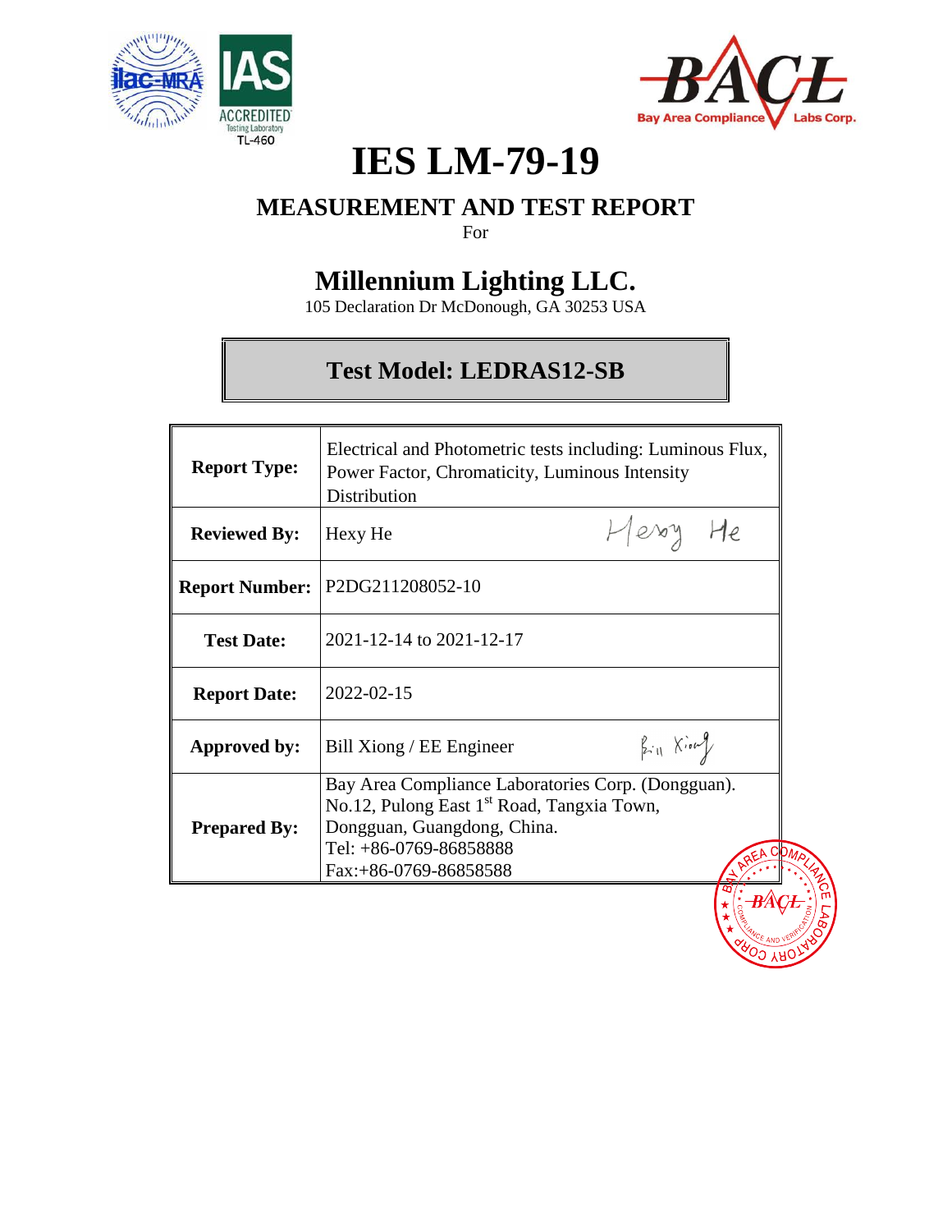# IES LM-79-19

## MEASUREMENT AND TEST REPORT

For

## Millennium Lighting LLC.

105 Declaration Dr McDonough, GA 30253 USA

### Test Model: LEDRAS12-SB

| | |
|---|---|
| **Report Type:** | Electrical and Photometric tests including: Luminous Flux, Power Factor, Chromaticity, Luminous Intensity Distribution |
| **Reviewed By:** | Hexy He |
| **Report Number:** | P2DG211208052-10 |
| **Test Date:** | 2021-12-14 to 2021-12-17 |
| **Report Date:** | 2022-02-15 |
| **Approved by:** | Bill Xiong / EE Engineer |
| **Prepared By:** | Bay Area Compliance Laboratories Corp. (Dongguan). No.12, Pulong East 1st Road, Tangxia Town, Dongguan, Guangdong, China. Tel: +86-0769-86858888 Fax:+86-0769-86858588 |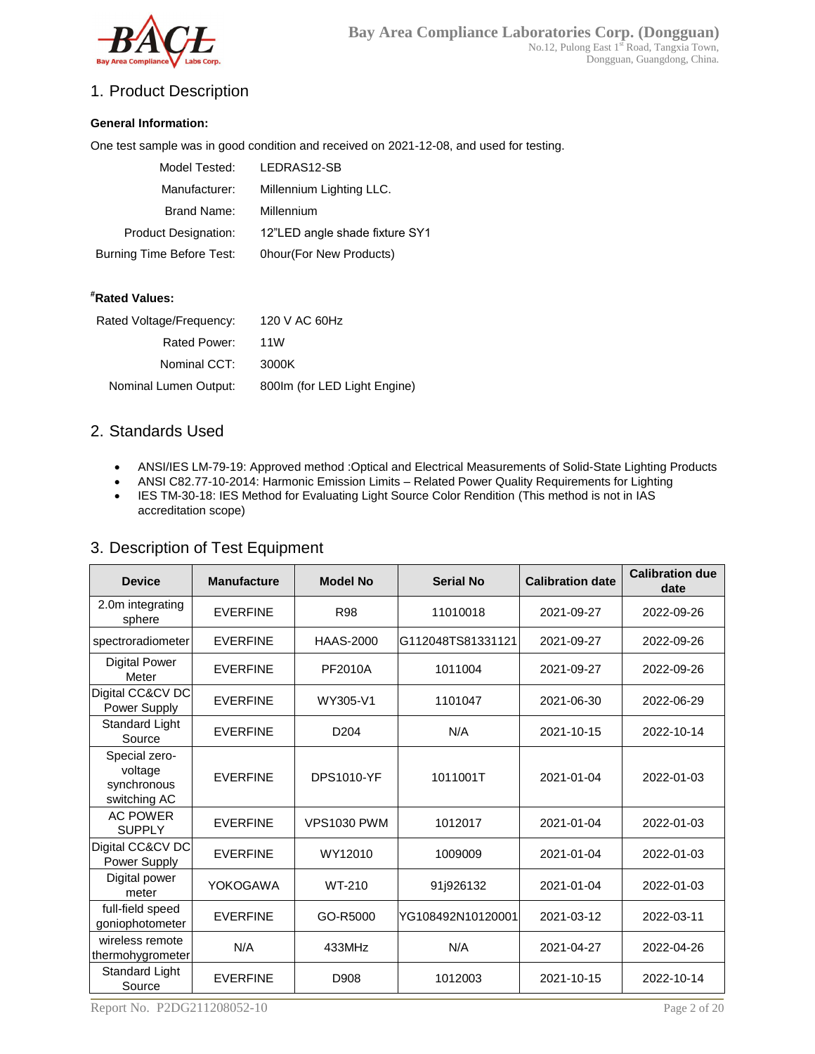## 1. Product Description

**General Information:**

One test sample was in good condition and received on 2021-12-08, and used for testing.

| | |
|---|---|
| Model Tested: | LEDRAS12-SB |
| Manufacturer: | Millennium Lighting LLC. |
| Brand Name: | Millennium |
| Product Designation: | 12"LED angle shade fixture SY1 |
| Burning Time Before Test: | 0hour(For New Products) |

**#Rated Values:**

| | |
|---|---|
| Rated Voltage/Frequency: | 120 V AC 60Hz |
| Rated Power: | 11W |
| Nominal CCT: | 3000K |
| Nominal Lumen Output: | 800lm (for LED Light Engine) |

## 2. Standards Used

- ANSI/IES LM-79-19: Approved method :Optical and Electrical Measurements of Solid-State Lighting Products
- ANSI C82.77-10-2014: Harmonic Emission Limits – Related Power Quality Requirements for Lighting
- IES TM-30-18: IES Method for Evaluating Light Source Color Rendition (This method is not in IAS accreditation scope)

## 3. Description of Test Equipment

| Device | Manufacture | Model No | Serial No | Calibration date | Calibration due date |
|---|---|---|---|---|---|
| 2.0m integrating sphere | EVERFINE | R98 | 11010018 | 2021-09-27 | 2022-09-26 |
| spectroradiometer | EVERFINE | HAAS-2000 | G112048TS81331121 | 2021-09-27 | 2022-09-26 |
| Digital Power Meter | EVERFINE | PF2010A | 1011004 | 2021-09-27 | 2022-09-26 |
| Digital CC&CV DC Power Supply | EVERFINE | WY305-V1 | 1101047 | 2021-06-30 | 2022-06-29 |
| Standard Light Source | EVERFINE | D204 | N/A | 2021-10-15 | 2022-10-14 |
| Special zero-voltage synchronous switching AC | EVERFINE | DPS1010-YF | 1011001T | 2021-01-04 | 2022-01-03 |
| AC POWER SUPPLY | EVERFINE | VPS1030 PWM | 1012017 | 2021-01-04 | 2022-01-03 |
| Digital CC&CV DC Power Supply | EVERFINE | WY12010 | 1009009 | 2021-01-04 | 2022-01-03 |
| Digital power meter | YOKOGAWA | WT-210 | 91j926132 | 2021-01-04 | 2022-01-03 |
| full-field speed goniophotometer | EVERFINE | GO-R5000 | YG108492N10120001 | 2021-03-12 | 2022-03-11 |
| wireless remote thermohygrometer | N/A | 433MHz | N/A | 2021-04-27 | 2022-04-26 |
| Standard Light Source | EVERFINE | D908 | 1012003 | 2021-10-15 | 2022-10-14 |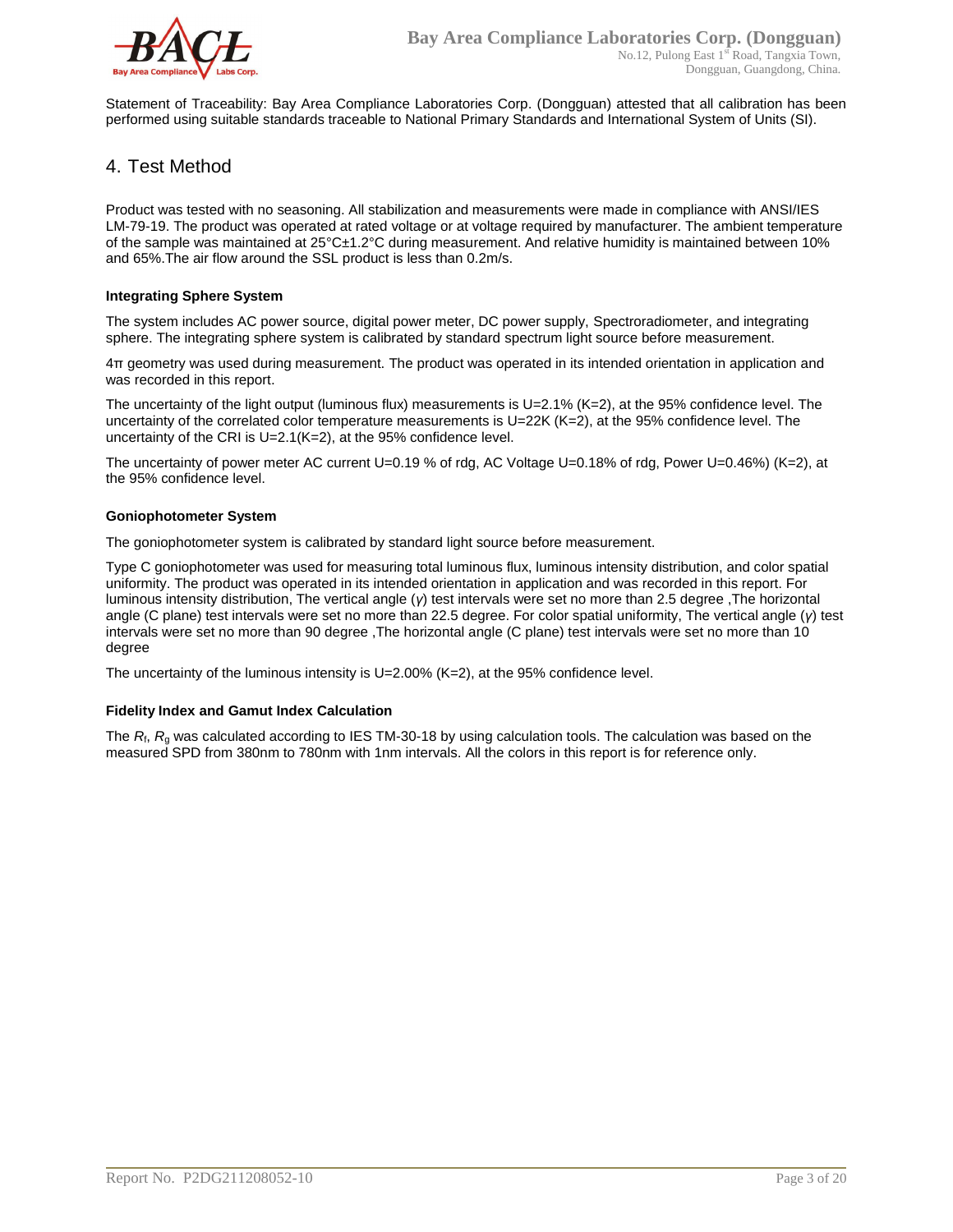Statement of Traceability: Bay Area Compliance Laboratories Corp. (Dongguan) attested that all calibration has been performed using suitable standards traceable to National Primary Standards and International System of Units (SI).

## 4. Test Method

Product was tested with no seasoning. All stabilization and measurements were made in compliance with ANSI/IES LM-79-19. The product was operated at rated voltage or at voltage required by manufacturer. The ambient temperature of the sample was maintained at 25°C±1.2°C during measurement. And relative humidity is maintained between 10% and 65%.The air flow around the SSL product is less than 0.2m/s.

**Integrating Sphere System**

The system includes AC power source, digital power meter, DC power supply, Spectroradiometer, and integrating sphere. The integrating sphere system is calibrated by standard spectrum light source before measurement.

4π geometry was used during measurement. The product was operated in its intended orientation in application and was recorded in this report.

The uncertainty of the light output (luminous flux) measurements is U=2.1% (K=2), at the 95% confidence level. The uncertainty of the correlated color temperature measurements is U=22K (K=2), at the 95% confidence level. The uncertainty of the CRI is U=2.1(K=2), at the 95% confidence level.

The uncertainty of power meter AC current U=0.19 % of rdg, AC Voltage U=0.18% of rdg, Power U=0.46%) (K=2), at the 95% confidence level.

**Goniophotometer System**

The goniophotometer system is calibrated by standard light source before measurement.

Type C goniophotometer was used for measuring total luminous flux, luminous intensity distribution, and color spatial uniformity. The product was operated in its intended orientation in application and was recorded in this report. For luminous intensity distribution, The vertical angle ($\gamma$) test intervals were set no more than 2.5 degree ,The horizontal angle (C plane) test intervals were set no more than 22.5 degree. For color spatial uniformity, The vertical angle ($\gamma$) test intervals were set no more than 90 degree ,The horizontal angle (C plane) test intervals were set no more than 10 degree

The uncertainty of the luminous intensity is U=2.00% (K=2), at the 95% confidence level.

**Fidelity Index and Gamut Index Calculation**

The $R_f$, $R_g$ was calculated according to IES TM-30-18 by using calculation tools. The calculation was based on the measured SPD from 380nm to 780nm with 1nm intervals. All the colors in this report is for reference only.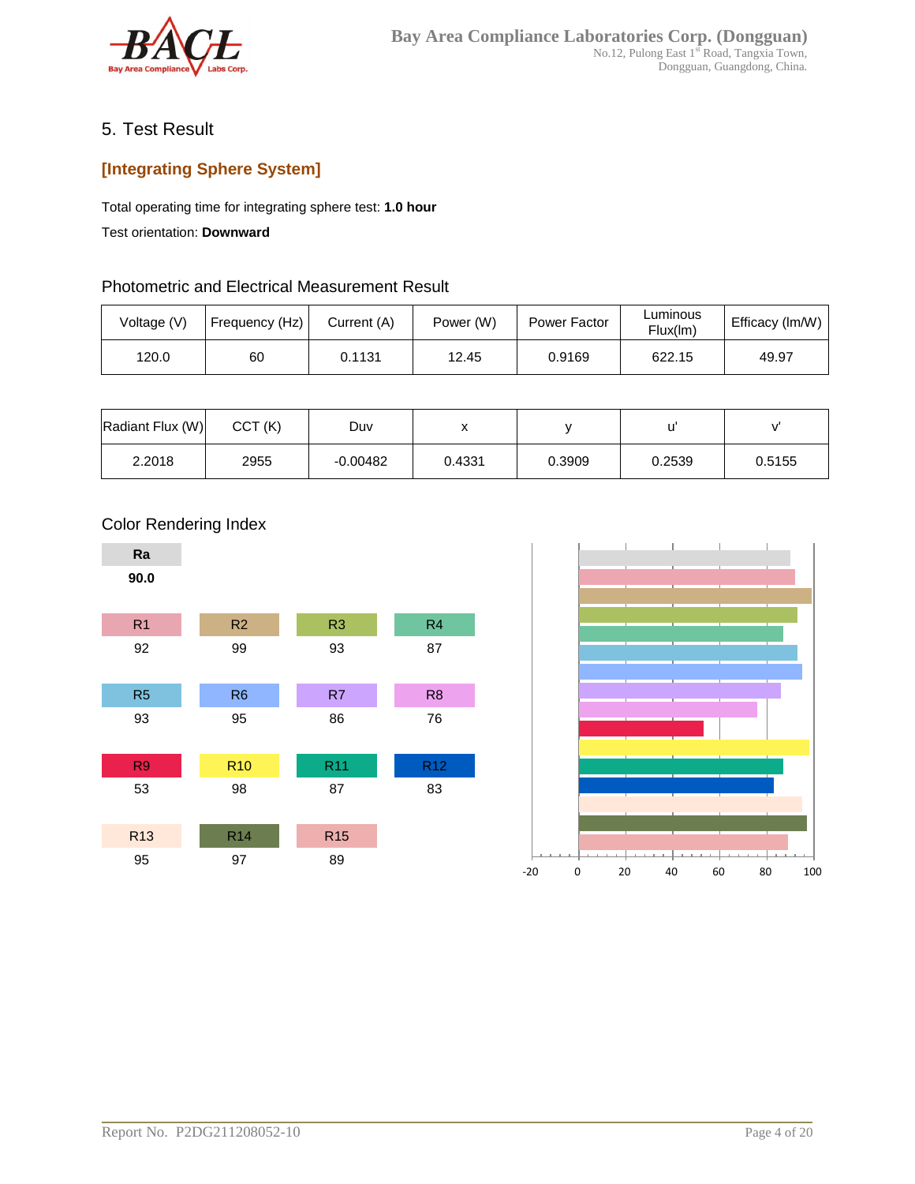## 5. Test Result

### [Integrating Sphere System]

Total operating time for integrating sphere test: **1.0 hour**

Test orientation: **Downward**

#### Photometric and Electrical Measurement Result

| Voltage (V) | Frequency (Hz) | Current (A) | Power (W) | Power Factor | Luminous Flux(lm) | Efficacy (lm/W) |
|---|---|---|---|---|---|---|
| 120.0 | 60 | 0.1131 | 12.45 | 0.9169 | 622.15 | 49.97 |

| Radiant Flux (W) | CCT (K) | Duv | x | y | u' | v' |
|---|---|---|---|---|---|---|
| 2.2018 | 2955 | -0.00482 | 0.4331 | 0.3909 | 0.2539 | 0.5155 |

#### Color Rendering Index

| Ra |
|---|
| **90.0** |

| R1 | R2 | R3 | R4 |
|---|---|---|---|
| 92 | 99 | 93 | 87 |

| R5 | R6 | R7 | R8 |
|---|---|---|---|
| 93 | 95 | 86 | 76 |

| R9 | R10 | R11 | R12 |
|---|---|---|---|
| 53 | 98 | 87 | 83 |

| R13 | R14 | R15 |
|---|---|---|
| 95 | 97 | 89 |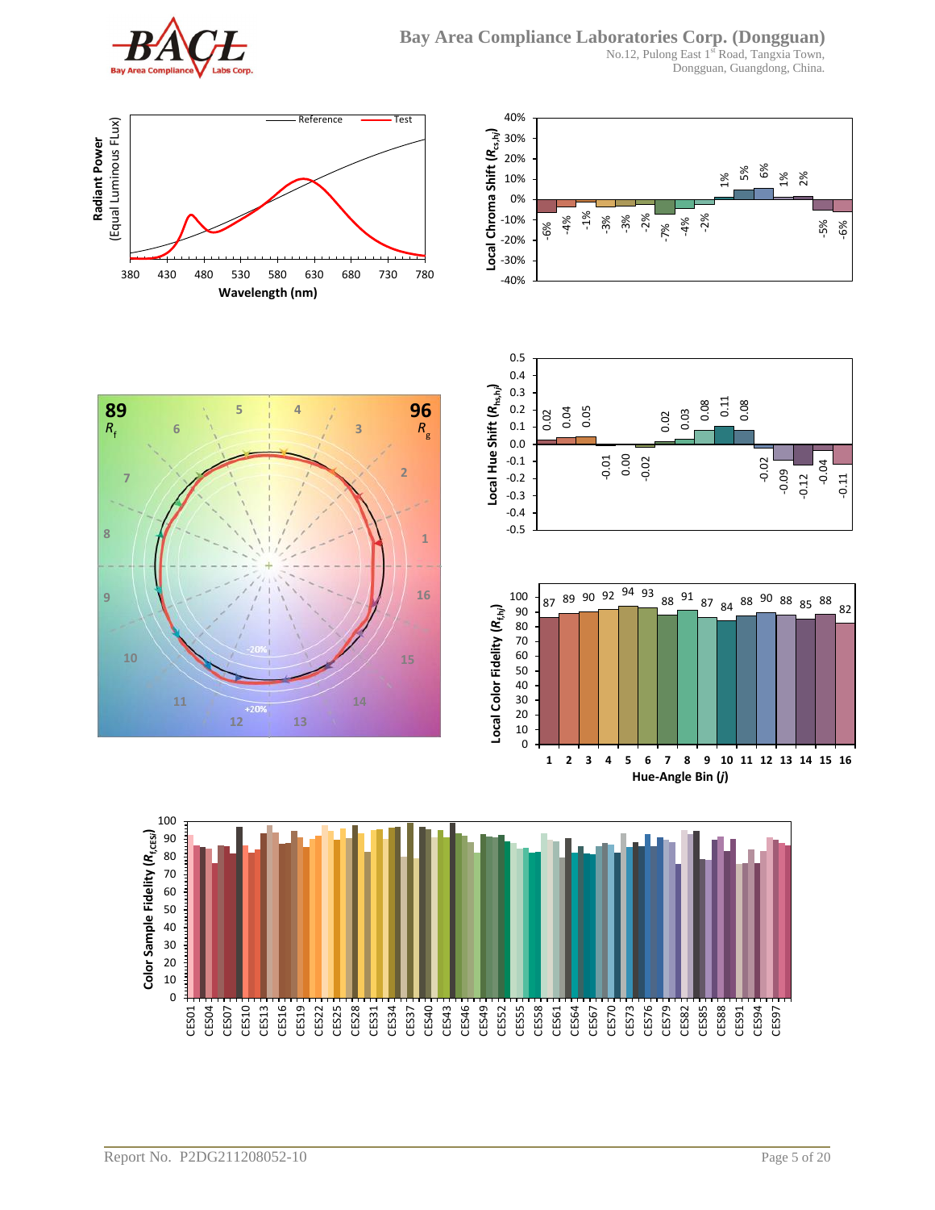Radiant Power (Equal Luminous Flux)

| Wavelength (nm) | 380 | 430 | 480 | 530 | 580 | 630 | 680 | 730 | 780 |
|---|---|---|---|---|---|---|---|---|---|

Legend: Reference, Test

Local Chroma Shift ($R_{cs,hj}$)

| Hue-Angle Bin (j) | 1 | 2 | 3 | 4 | 5 | 6 | 7 | 8 | 9 | 10 | 11 | 12 | 13 | 14 | 15 | 16 |
|---|---|---|---|---|---|---|---|---|---|---|---|---|---|---|---|---|
| $R_{cs,hj}$ | -6% | -4% | -1% | -3% | -3% | -2% | -7% | -4% | -2% | 1% | 5% | 6% | 1% | 2% | -5% | -6% |

Local Hue Shift ($R_{hs,hj}$)

| Hue-Angle Bin (j) | 1 | 2 | 3 | 4 | 5 | 6 | 7 | 8 | 9 | 10 | 11 | 12 | 13 | 14 | 15 | 16 |
|---|---|---|---|---|---|---|---|---|---|---|---|---|---|---|---|---|
| $R_{hs,hj}$ | 0.02 | 0.04 | 0.05 | -0.01 | 0.00 | -0.02 | 0.02 | 0.03 | 0.08 | 0.11 | 0.08 | -0.02 | -0.09 | -0.12 | -0.04 | -0.11 |

Color vector graphic: $R_f$ 89, $R_g$ 96

Local Color Fidelity ($R_{f,hj}$)

| Hue-Angle Bin (j) | 1 | 2 | 3 | 4 | 5 | 6 | 7 | 8 | 9 | 10 | 11 | 12 | 13 | 14 | 15 | 16 |
|---|---|---|---|---|---|---|---|---|---|---|---|---|---|---|---|---|
| $R_{f,hj}$ | 87 | 89 | 90 | 92 | 94 | 93 | 88 | 91 | 87 | 84 | 88 | 90 | 88 | 85 | 88 | 82 |

Color Sample Fidelity ($R_{f,CESi}$) — CES01 to CES99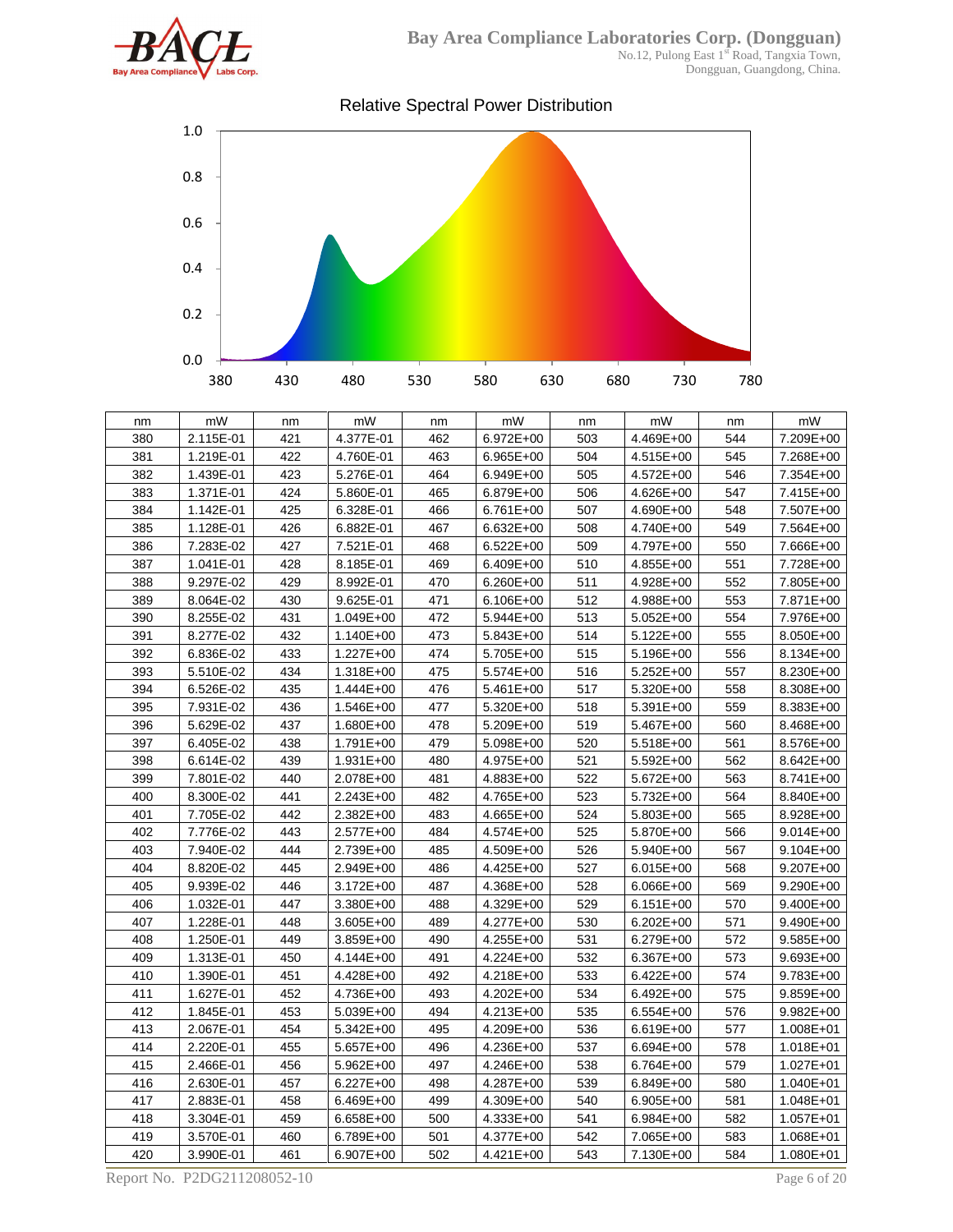## Relative Spectral Power Distribution

| nm | mW | nm | mW | nm | mW | nm | mW | nm | mW |
|---|---|---|---|---|---|---|---|---|---|
| 380 | 2.115E-01 | 421 | 4.377E-01 | 462 | 6.972E+00 | 503 | 4.469E+00 | 544 | 7.209E+00 |
| 381 | 1.219E-01 | 422 | 4.760E-01 | 463 | 6.965E+00 | 504 | 4.515E+00 | 545 | 7.268E+00 |
| 382 | 1.439E-01 | 423 | 5.276E-01 | 464 | 6.949E+00 | 505 | 4.572E+00 | 546 | 7.354E+00 |
| 383 | 1.371E-01 | 424 | 5.860E-01 | 465 | 6.879E+00 | 506 | 4.626E+00 | 547 | 7.415E+00 |
| 384 | 1.142E-01 | 425 | 6.328E-01 | 466 | 6.761E+00 | 507 | 4.690E+00 | 548 | 7.507E+00 |
| 385 | 1.128E-01 | 426 | 6.882E-01 | 467 | 6.632E+00 | 508 | 4.740E+00 | 549 | 7.564E+00 |
| 386 | 7.283E-02 | 427 | 7.521E-01 | 468 | 6.522E+00 | 509 | 4.797E+00 | 550 | 7.666E+00 |
| 387 | 1.041E-01 | 428 | 8.185E-01 | 469 | 6.409E+00 | 510 | 4.855E+00 | 551 | 7.728E+00 |
| 388 | 9.297E-02 | 429 | 8.992E-01 | 470 | 6.260E+00 | 511 | 4.928E+00 | 552 | 7.805E+00 |
| 389 | 8.064E-02 | 430 | 9.625E-01 | 471 | 6.106E+00 | 512 | 4.988E+00 | 553 | 7.871E+00 |
| 390 | 8.255E-02 | 431 | 1.049E+00 | 472 | 5.944E+00 | 513 | 5.052E+00 | 554 | 7.976E+00 |
| 391 | 8.277E-02 | 432 | 1.140E+00 | 473 | 5.843E+00 | 514 | 5.122E+00 | 555 | 8.050E+00 |
| 392 | 6.836E-02 | 433 | 1.227E+00 | 474 | 5.705E+00 | 515 | 5.196E+00 | 556 | 8.134E+00 |
| 393 | 5.510E-02 | 434 | 1.318E+00 | 475 | 5.574E+00 | 516 | 5.252E+00 | 557 | 8.230E+00 |
| 394 | 6.526E-02 | 435 | 1.444E+00 | 476 | 5.461E+00 | 517 | 5.320E+00 | 558 | 8.308E+00 |
| 395 | 7.931E-02 | 436 | 1.546E+00 | 477 | 5.320E+00 | 518 | 5.391E+00 | 559 | 8.383E+00 |
| 396 | 5.629E-02 | 437 | 1.680E+00 | 478 | 5.209E+00 | 519 | 5.467E+00 | 560 | 8.468E+00 |
| 397 | 6.405E-02 | 438 | 1.791E+00 | 479 | 5.098E+00 | 520 | 5.518E+00 | 561 | 8.576E+00 |
| 398 | 6.614E-02 | 439 | 1.931E+00 | 480 | 4.975E+00 | 521 | 5.592E+00 | 562 | 8.642E+00 |
| 399 | 7.801E-02 | 440 | 2.078E+00 | 481 | 4.883E+00 | 522 | 5.672E+00 | 563 | 8.741E+00 |
| 400 | 8.300E-02 | 441 | 2.243E+00 | 482 | 4.765E+00 | 523 | 5.732E+00 | 564 | 8.840E+00 |
| 401 | 7.705E-02 | 442 | 2.382E+00 | 483 | 4.665E+00 | 524 | 5.803E+00 | 565 | 8.928E+00 |
| 402 | 7.776E-02 | 443 | 2.577E+00 | 484 | 4.574E+00 | 525 | 5.870E+00 | 566 | 9.014E+00 |
| 403 | 7.940E-02 | 444 | 2.739E+00 | 485 | 4.509E+00 | 526 | 5.940E+00 | 567 | 9.104E+00 |
| 404 | 8.820E-02 | 445 | 2.949E+00 | 486 | 4.425E+00 | 527 | 6.015E+00 | 568 | 9.207E+00 |
| 405 | 9.939E-02 | 446 | 3.172E+00 | 487 | 4.368E+00 | 528 | 6.066E+00 | 569 | 9.290E+00 |
| 406 | 1.032E-01 | 447 | 3.380E+00 | 488 | 4.329E+00 | 529 | 6.151E+00 | 570 | 9.400E+00 |
| 407 | 1.228E-01 | 448 | 3.605E+00 | 489 | 4.277E+00 | 530 | 6.202E+00 | 571 | 9.490E+00 |
| 408 | 1.250E-01 | 449 | 3.859E+00 | 490 | 4.255E+00 | 531 | 6.279E+00 | 572 | 9.585E+00 |
| 409 | 1.313E-01 | 450 | 4.144E+00 | 491 | 4.224E+00 | 532 | 6.367E+00 | 573 | 9.693E+00 |
| 410 | 1.390E-01 | 451 | 4.428E+00 | 492 | 4.218E+00 | 533 | 6.422E+00 | 574 | 9.783E+00 |
| 411 | 1.627E-01 | 452 | 4.736E+00 | 493 | 4.202E+00 | 534 | 6.492E+00 | 575 | 9.859E+00 |
| 412 | 1.845E-01 | 453 | 5.039E+00 | 494 | 4.213E+00 | 535 | 6.554E+00 | 576 | 9.982E+00 |
| 413 | 2.067E-01 | 454 | 5.342E+00 | 495 | 4.209E+00 | 536 | 6.619E+00 | 577 | 1.008E+01 |
| 414 | 2.220E-01 | 455 | 5.657E+00 | 496 | 4.236E+00 | 537 | 6.694E+00 | 578 | 1.018E+01 |
| 415 | 2.466E-01 | 456 | 5.962E+00 | 497 | 4.246E+00 | 538 | 6.764E+00 | 579 | 1.027E+01 |
| 416 | 2.630E-01 | 457 | 6.227E+00 | 498 | 4.287E+00 | 539 | 6.849E+00 | 580 | 1.040E+01 |
| 417 | 2.883E-01 | 458 | 6.469E+00 | 499 | 4.309E+00 | 540 | 6.905E+00 | 581 | 1.048E+01 |
| 418 | 3.304E-01 | 459 | 6.658E+00 | 500 | 4.333E+00 | 541 | 6.984E+00 | 582 | 1.057E+01 |
| 419 | 3.570E-01 | 460 | 6.789E+00 | 501 | 4.377E+00 | 542 | 7.065E+00 | 583 | 1.068E+01 |
| 420 | 3.990E-01 | 461 | 6.907E+00 | 502 | 4.421E+00 | 543 | 7.130E+00 | 584 | 1.080E+01 |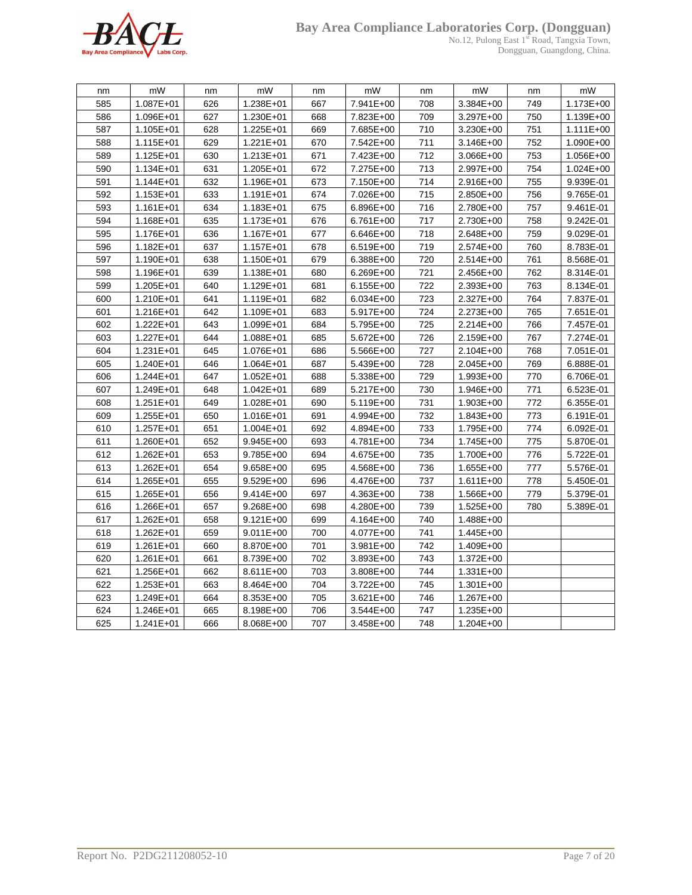| nm | mW | nm | mW | nm | mW | nm | mW | nm | mW |
|---|---|---|---|---|---|---|---|---|---|
| 585 | 1.087E+01 | 626 | 1.238E+01 | 667 | 7.941E+00 | 708 | 3.384E+00 | 749 | 1.173E+00 |
| 586 | 1.096E+01 | 627 | 1.230E+01 | 668 | 7.823E+00 | 709 | 3.297E+00 | 750 | 1.139E+00 |
| 587 | 1.105E+01 | 628 | 1.225E+01 | 669 | 7.685E+00 | 710 | 3.230E+00 | 751 | 1.111E+00 |
| 588 | 1.115E+01 | 629 | 1.221E+01 | 670 | 7.542E+00 | 711 | 3.146E+00 | 752 | 1.090E+00 |
| 589 | 1.125E+01 | 630 | 1.213E+01 | 671 | 7.423E+00 | 712 | 3.066E+00 | 753 | 1.056E+00 |
| 590 | 1.134E+01 | 631 | 1.205E+01 | 672 | 7.275E+00 | 713 | 2.997E+00 | 754 | 1.024E+00 |
| 591 | 1.144E+01 | 632 | 1.196E+01 | 673 | 7.150E+00 | 714 | 2.916E+00 | 755 | 9.939E-01 |
| 592 | 1.153E+01 | 633 | 1.191E+01 | 674 | 7.026E+00 | 715 | 2.850E+00 | 756 | 9.765E-01 |
| 593 | 1.161E+01 | 634 | 1.183E+01 | 675 | 6.896E+00 | 716 | 2.780E+00 | 757 | 9.461E-01 |
| 594 | 1.168E+01 | 635 | 1.173E+01 | 676 | 6.761E+00 | 717 | 2.730E+00 | 758 | 9.242E-01 |
| 595 | 1.176E+01 | 636 | 1.167E+01 | 677 | 6.646E+00 | 718 | 2.648E+00 | 759 | 9.029E-01 |
| 596 | 1.182E+01 | 637 | 1.157E+01 | 678 | 6.519E+00 | 719 | 2.574E+00 | 760 | 8.783E-01 |
| 597 | 1.190E+01 | 638 | 1.150E+01 | 679 | 6.388E+00 | 720 | 2.514E+00 | 761 | 8.568E-01 |
| 598 | 1.196E+01 | 639 | 1.138E+01 | 680 | 6.269E+00 | 721 | 2.456E+00 | 762 | 8.314E-01 |
| 599 | 1.205E+01 | 640 | 1.129E+01 | 681 | 6.155E+00 | 722 | 2.393E+00 | 763 | 8.134E-01 |
| 600 | 1.210E+01 | 641 | 1.119E+01 | 682 | 6.034E+00 | 723 | 2.327E+00 | 764 | 7.837E-01 |
| 601 | 1.216E+01 | 642 | 1.109E+01 | 683 | 5.917E+00 | 724 | 2.273E+00 | 765 | 7.651E-01 |
| 602 | 1.222E+01 | 643 | 1.099E+01 | 684 | 5.795E+00 | 725 | 2.214E+00 | 766 | 7.457E-01 |
| 603 | 1.227E+01 | 644 | 1.088E+01 | 685 | 5.672E+00 | 726 | 2.159E+00 | 767 | 7.274E-01 |
| 604 | 1.231E+01 | 645 | 1.076E+01 | 686 | 5.566E+00 | 727 | 2.104E+00 | 768 | 7.051E-01 |
| 605 | 1.240E+01 | 646 | 1.064E+01 | 687 | 5.439E+00 | 728 | 2.045E+00 | 769 | 6.888E-01 |
| 606 | 1.244E+01 | 647 | 1.052E+01 | 688 | 5.338E+00 | 729 | 1.993E+00 | 770 | 6.706E-01 |
| 607 | 1.249E+01 | 648 | 1.042E+01 | 689 | 5.217E+00 | 730 | 1.946E+00 | 771 | 6.523E-01 |
| 608 | 1.251E+01 | 649 | 1.028E+01 | 690 | 5.119E+00 | 731 | 1.903E+00 | 772 | 6.355E-01 |
| 609 | 1.255E+01 | 650 | 1.016E+01 | 691 | 4.994E+00 | 732 | 1.843E+00 | 773 | 6.191E-01 |
| 610 | 1.257E+01 | 651 | 1.004E+01 | 692 | 4.894E+00 | 733 | 1.795E+00 | 774 | 6.092E-01 |
| 611 | 1.260E+01 | 652 | 9.945E+00 | 693 | 4.781E+00 | 734 | 1.745E+00 | 775 | 5.870E-01 |
| 612 | 1.262E+01 | 653 | 9.785E+00 | 694 | 4.675E+00 | 735 | 1.700E+00 | 776 | 5.722E-01 |
| 613 | 1.262E+01 | 654 | 9.658E+00 | 695 | 4.568E+00 | 736 | 1.655E+00 | 777 | 5.576E-01 |
| 614 | 1.265E+01 | 655 | 9.529E+00 | 696 | 4.476E+00 | 737 | 1.611E+00 | 778 | 5.450E-01 |
| 615 | 1.265E+01 | 656 | 9.414E+00 | 697 | 4.363E+00 | 738 | 1.566E+00 | 779 | 5.379E-01 |
| 616 | 1.266E+01 | 657 | 9.268E+00 | 698 | 4.280E+00 | 739 | 1.525E+00 | 780 | 5.389E-01 |
| 617 | 1.262E+01 | 658 | 9.121E+00 | 699 | 4.164E+00 | 740 | 1.488E+00 | | |
| 618 | 1.262E+01 | 659 | 9.011E+00 | 700 | 4.077E+00 | 741 | 1.445E+00 | | |
| 619 | 1.261E+01 | 660 | 8.870E+00 | 701 | 3.981E+00 | 742 | 1.409E+00 | | |
| 620 | 1.261E+01 | 661 | 8.739E+00 | 702 | 3.893E+00 | 743 | 1.372E+00 | | |
| 621 | 1.256E+01 | 662 | 8.611E+00 | 703 | 3.808E+00 | 744 | 1.331E+00 | | |
| 622 | 1.253E+01 | 663 | 8.464E+00 | 704 | 3.722E+00 | 745 | 1.301E+00 | | |
| 623 | 1.249E+01 | 664 | 8.353E+00 | 705 | 3.621E+00 | 746 | 1.267E+00 | | |
| 624 | 1.246E+01 | 665 | 8.198E+00 | 706 | 3.544E+00 | 747 | 1.235E+00 | | |
| 625 | 1.241E+01 | 666 | 8.068E+00 | 707 | 3.458E+00 | 748 | 1.204E+00 | | |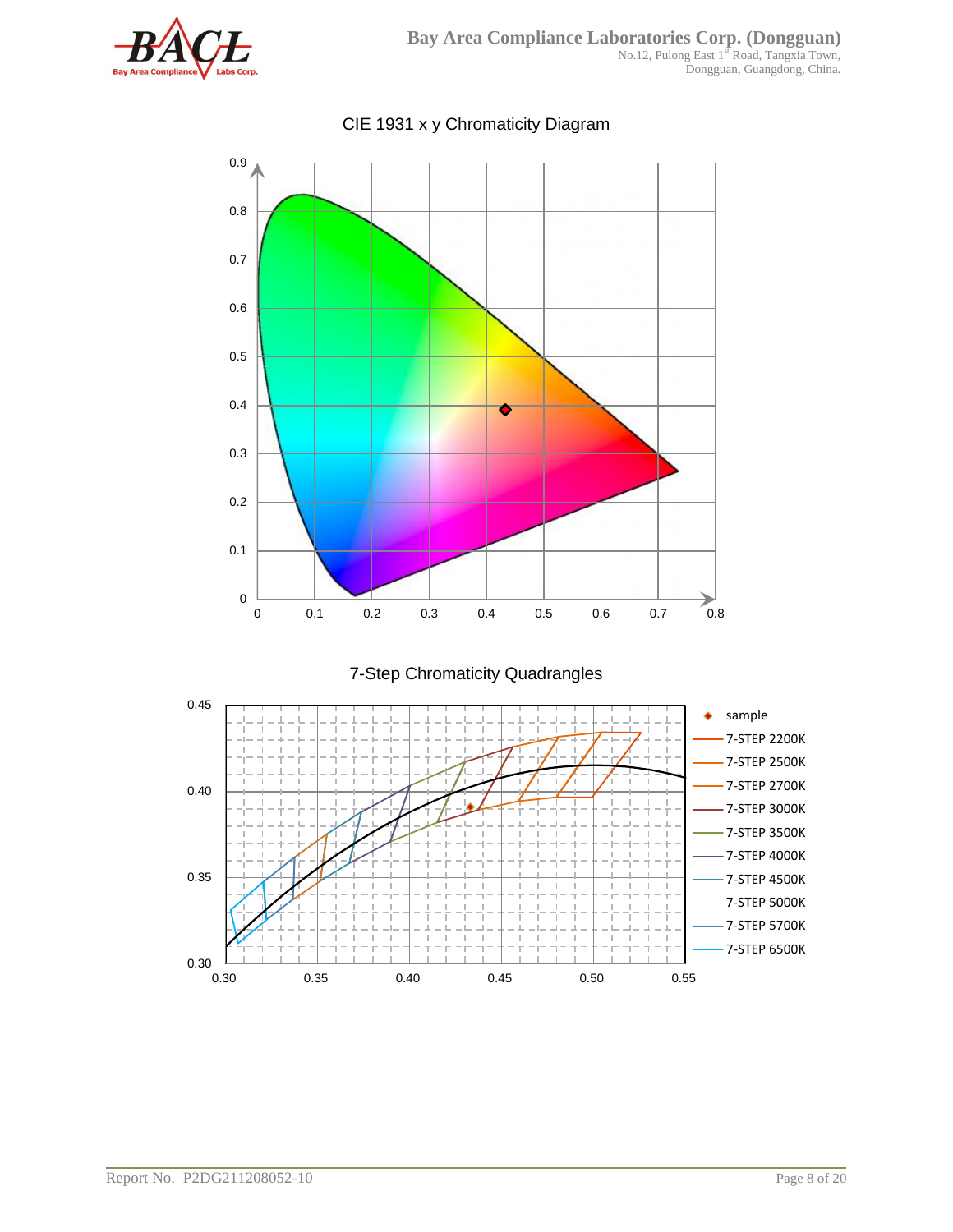CIE 1931 x y Chromaticity Diagram

7-Step Chromaticity Quadrangles

- sample
- 7-STEP 2200K
- 7-STEP 2500K
- 7-STEP 2700K
- 7-STEP 3000K
- 7-STEP 3500K
- 7-STEP 4000K
- 7-STEP 4500K
- 7-STEP 5000K
- 7-STEP 5700K
- 7-STEP 6500K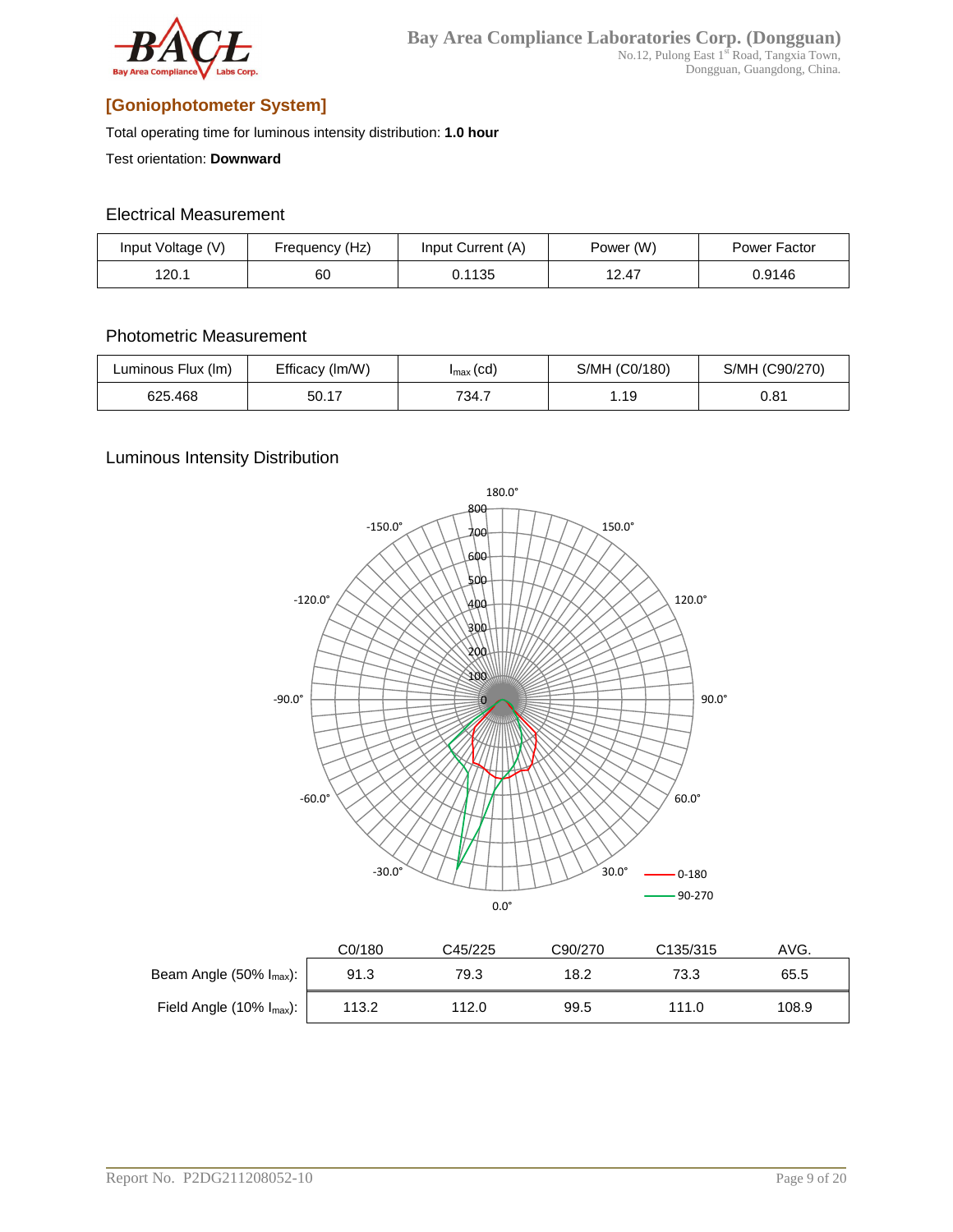## [Goniophotometer System]

Total operating time for luminous intensity distribution: **1.0 hour**

Test orientation: **Downward**

### Electrical Measurement

| Input Voltage (V) | Frequency (Hz) | Input Current (A) | Power (W) | Power Factor |
|---|---|---|---|---|
| 120.1 | 60 | 0.1135 | 12.47 | 0.9146 |

### Photometric Measurement

| Luminous Flux (lm) | Efficacy (lm/W) | $I_{max}$ (cd) | S/MH (C0/180) | S/MH (C90/270) |
|---|---|---|---|---|
| 625.468 | 50.17 | 734.7 | 1.19 | 0.81 |

### Luminous Intensity Distribution

| | C0/180 | C45/225 | C90/270 | C135/315 | AVG. |
|---|---|---|---|---|---|
| Beam Angle (50% $I_{max}$): | 91.3 | 79.3 | 18.2 | 73.3 | 65.5 |
| Field Angle (10% $I_{max}$): | 113.2 | 112.0 | 99.5 | 111.0 | 108.9 |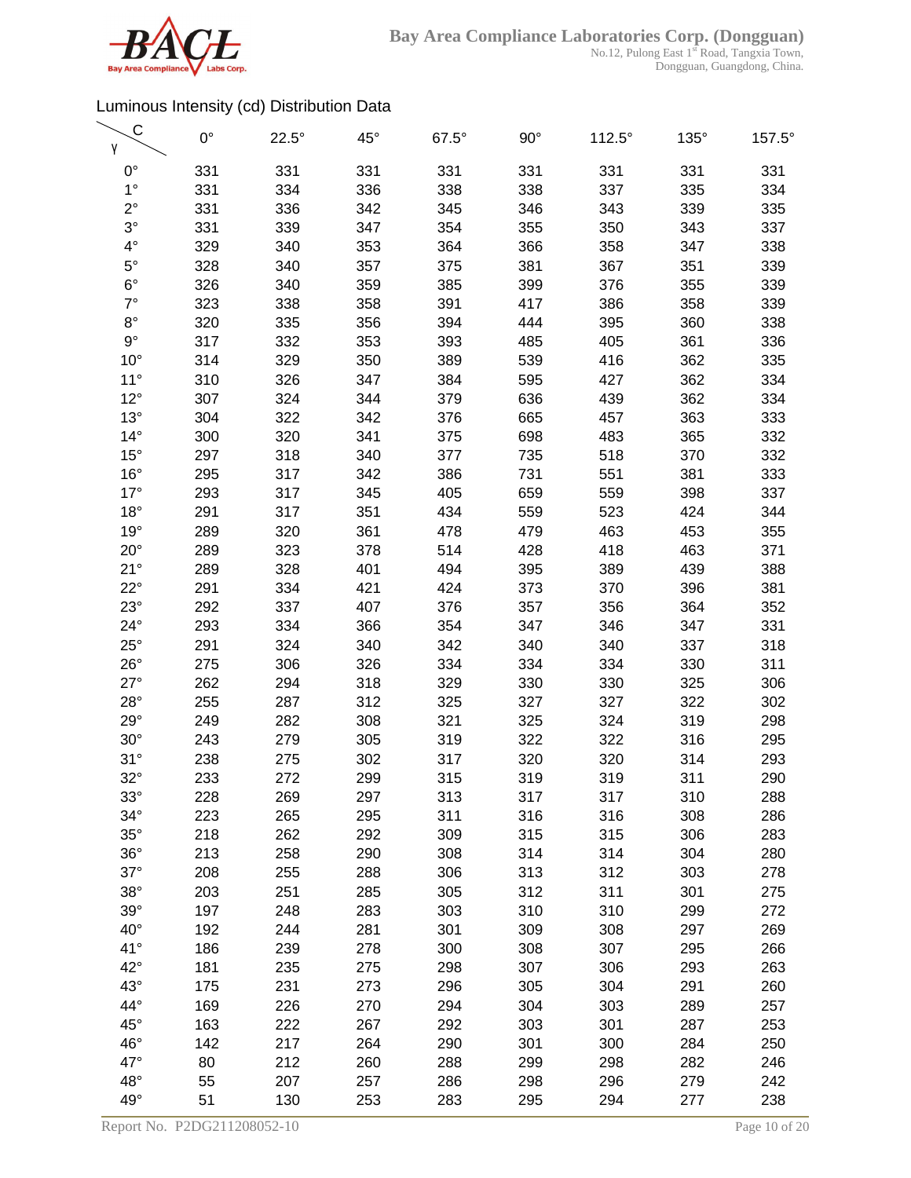Luminous Intensity (cd) Distribution Data

| γ \ C | 0° | 22.5° | 45° | 67.5° | 90° | 112.5° | 135° | 157.5° |
|---|---|---|---|---|---|---|---|---|
| 0° | 331 | 331 | 331 | 331 | 331 | 331 | 331 | 331 |
| 1° | 331 | 334 | 336 | 338 | 338 | 337 | 335 | 334 |
| 2° | 331 | 336 | 342 | 345 | 346 | 343 | 339 | 335 |
| 3° | 331 | 339 | 347 | 354 | 355 | 350 | 343 | 337 |
| 4° | 329 | 340 | 353 | 364 | 366 | 358 | 347 | 338 |
| 5° | 328 | 340 | 357 | 375 | 381 | 367 | 351 | 339 |
| 6° | 326 | 340 | 359 | 385 | 399 | 376 | 355 | 339 |
| 7° | 323 | 338 | 358 | 391 | 417 | 386 | 358 | 339 |
| 8° | 320 | 335 | 356 | 394 | 444 | 395 | 360 | 338 |
| 9° | 317 | 332 | 353 | 393 | 485 | 405 | 361 | 336 |
| 10° | 314 | 329 | 350 | 389 | 539 | 416 | 362 | 335 |
| 11° | 310 | 326 | 347 | 384 | 595 | 427 | 362 | 334 |
| 12° | 307 | 324 | 344 | 379 | 636 | 439 | 362 | 334 |
| 13° | 304 | 322 | 342 | 376 | 665 | 457 | 363 | 333 |
| 14° | 300 | 320 | 341 | 375 | 698 | 483 | 365 | 332 |
| 15° | 297 | 318 | 340 | 377 | 735 | 518 | 370 | 332 |
| 16° | 295 | 317 | 342 | 386 | 731 | 551 | 381 | 333 |
| 17° | 293 | 317 | 345 | 405 | 659 | 559 | 398 | 337 |
| 18° | 291 | 317 | 351 | 434 | 559 | 523 | 424 | 344 |
| 19° | 289 | 320 | 361 | 478 | 479 | 463 | 453 | 355 |
| 20° | 289 | 323 | 378 | 514 | 428 | 418 | 463 | 371 |
| 21° | 289 | 328 | 401 | 494 | 395 | 389 | 439 | 388 |
| 22° | 291 | 334 | 421 | 424 | 373 | 370 | 396 | 381 |
| 23° | 292 | 337 | 407 | 376 | 357 | 356 | 364 | 352 |
| 24° | 293 | 334 | 366 | 354 | 347 | 346 | 347 | 331 |
| 25° | 291 | 324 | 340 | 342 | 340 | 340 | 337 | 318 |
| 26° | 275 | 306 | 326 | 334 | 334 | 334 | 330 | 311 |
| 27° | 262 | 294 | 318 | 329 | 330 | 330 | 325 | 306 |
| 28° | 255 | 287 | 312 | 325 | 327 | 327 | 322 | 302 |
| 29° | 249 | 282 | 308 | 321 | 325 | 324 | 319 | 298 |
| 30° | 243 | 279 | 305 | 319 | 322 | 322 | 316 | 295 |
| 31° | 238 | 275 | 302 | 317 | 320 | 320 | 314 | 293 |
| 32° | 233 | 272 | 299 | 315 | 319 | 319 | 311 | 290 |
| 33° | 228 | 269 | 297 | 313 | 317 | 317 | 310 | 288 |
| 34° | 223 | 265 | 295 | 311 | 316 | 316 | 308 | 286 |
| 35° | 218 | 262 | 292 | 309 | 315 | 315 | 306 | 283 |
| 36° | 213 | 258 | 290 | 308 | 314 | 314 | 304 | 280 |
| 37° | 208 | 255 | 288 | 306 | 313 | 312 | 303 | 278 |
| 38° | 203 | 251 | 285 | 305 | 312 | 311 | 301 | 275 |
| 39° | 197 | 248 | 283 | 303 | 310 | 310 | 299 | 272 |
| 40° | 192 | 244 | 281 | 301 | 309 | 308 | 297 | 269 |
| 41° | 186 | 239 | 278 | 300 | 308 | 307 | 295 | 266 |
| 42° | 181 | 235 | 275 | 298 | 307 | 306 | 293 | 263 |
| 43° | 175 | 231 | 273 | 296 | 305 | 304 | 291 | 260 |
| 44° | 169 | 226 | 270 | 294 | 304 | 303 | 289 | 257 |
| 45° | 163 | 222 | 267 | 292 | 303 | 301 | 287 | 253 |
| 46° | 142 | 217 | 264 | 290 | 301 | 300 | 284 | 250 |
| 47° | 80 | 212 | 260 | 288 | 299 | 298 | 282 | 246 |
| 48° | 55 | 207 | 257 | 286 | 298 | 296 | 279 | 242 |
| 49° | 51 | 130 | 253 | 283 | 295 | 294 | 277 | 238 |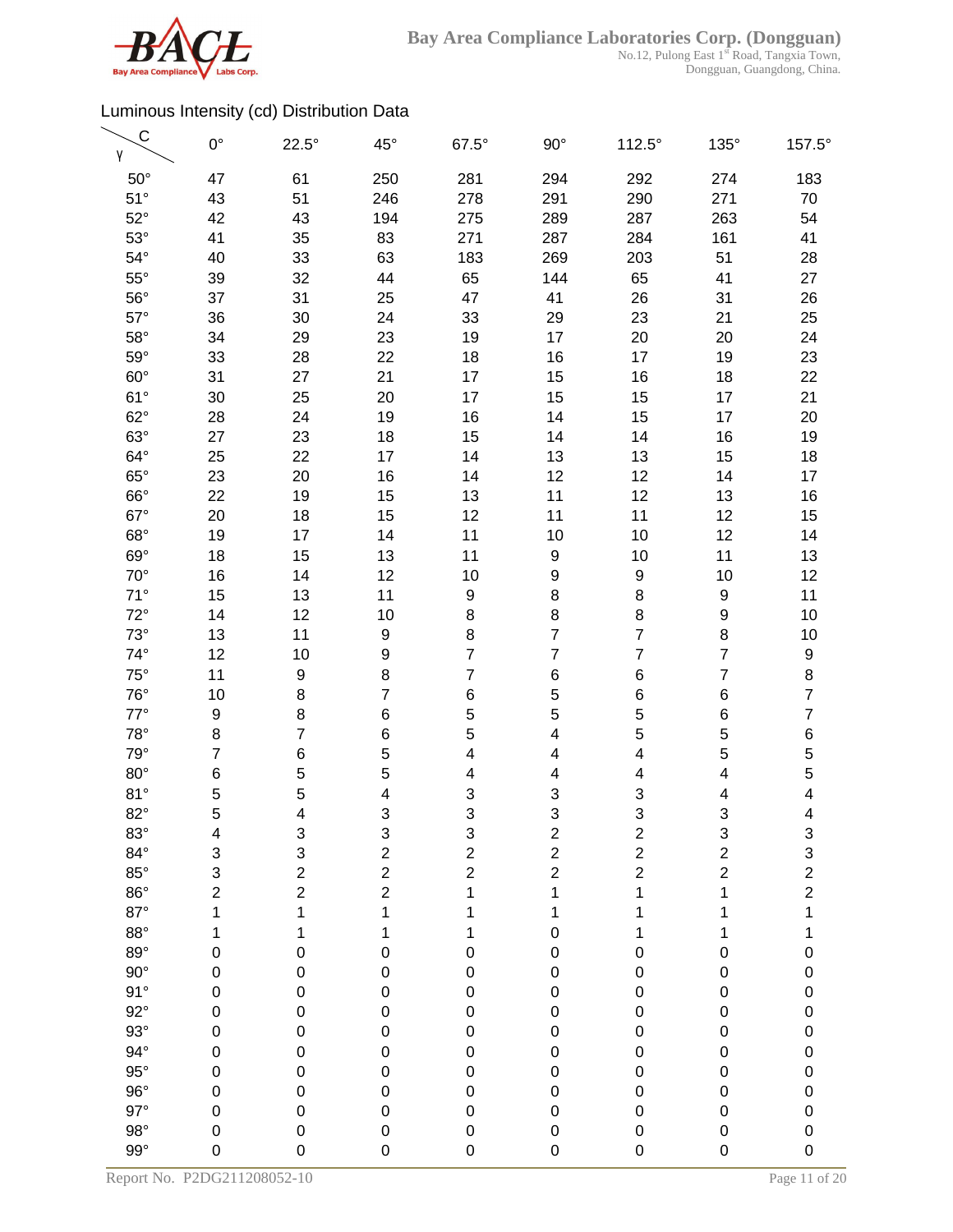Luminous Intensity (cd) Distribution Data

| γ \ C | 0° | 22.5° | 45° | 67.5° | 90° | 112.5° | 135° | 157.5° |
|---|---|---|---|---|---|---|---|---|
| 50° | 47 | 61 | 250 | 281 | 294 | 292 | 274 | 183 |
| 51° | 43 | 51 | 246 | 278 | 291 | 290 | 271 | 70 |
| 52° | 42 | 43 | 194 | 275 | 289 | 287 | 263 | 54 |
| 53° | 41 | 35 | 83 | 271 | 287 | 284 | 161 | 41 |
| 54° | 40 | 33 | 63 | 183 | 269 | 203 | 51 | 28 |
| 55° | 39 | 32 | 44 | 65 | 144 | 65 | 41 | 27 |
| 56° | 37 | 31 | 25 | 47 | 41 | 26 | 31 | 26 |
| 57° | 36 | 30 | 24 | 33 | 29 | 23 | 21 | 25 |
| 58° | 34 | 29 | 23 | 19 | 17 | 20 | 20 | 24 |
| 59° | 33 | 28 | 22 | 18 | 16 | 17 | 19 | 23 |
| 60° | 31 | 27 | 21 | 17 | 15 | 16 | 18 | 22 |
| 61° | 30 | 25 | 20 | 17 | 15 | 15 | 17 | 21 |
| 62° | 28 | 24 | 19 | 16 | 14 | 15 | 17 | 20 |
| 63° | 27 | 23 | 18 | 15 | 14 | 14 | 16 | 19 |
| 64° | 25 | 22 | 17 | 14 | 13 | 13 | 15 | 18 |
| 65° | 23 | 20 | 16 | 14 | 12 | 12 | 14 | 17 |
| 66° | 22 | 19 | 15 | 13 | 11 | 12 | 13 | 16 |
| 67° | 20 | 18 | 15 | 12 | 11 | 11 | 12 | 15 |
| 68° | 19 | 17 | 14 | 11 | 10 | 10 | 12 | 14 |
| 69° | 18 | 15 | 13 | 11 | 9 | 10 | 11 | 13 |
| 70° | 16 | 14 | 12 | 10 | 9 | 9 | 10 | 12 |
| 71° | 15 | 13 | 11 | 9 | 8 | 8 | 9 | 11 |
| 72° | 14 | 12 | 10 | 8 | 8 | 8 | 9 | 10 |
| 73° | 13 | 11 | 9 | 8 | 7 | 7 | 8 | 10 |
| 74° | 12 | 10 | 9 | 7 | 7 | 7 | 7 | 9 |
| 75° | 11 | 9 | 8 | 7 | 6 | 6 | 7 | 8 |
| 76° | 10 | 8 | 7 | 6 | 5 | 6 | 6 | 7 |
| 77° | 9 | 8 | 6 | 5 | 5 | 5 | 6 | 7 |
| 78° | 8 | 7 | 6 | 5 | 4 | 5 | 5 | 6 |
| 79° | 7 | 6 | 5 | 4 | 4 | 4 | 5 | 5 |
| 80° | 6 | 5 | 5 | 4 | 4 | 4 | 4 | 5 |
| 81° | 5 | 5 | 4 | 3 | 3 | 3 | 4 | 4 |
| 82° | 5 | 4 | 3 | 3 | 3 | 3 | 3 | 4 |
| 83° | 4 | 3 | 3 | 3 | 2 | 2 | 3 | 3 |
| 84° | 3 | 3 | 2 | 2 | 2 | 2 | 2 | 3 |
| 85° | 3 | 2 | 2 | 2 | 2 | 2 | 2 | 2 |
| 86° | 2 | 2 | 2 | 1 | 1 | 1 | 1 | 2 |
| 87° | 1 | 1 | 1 | 1 | 1 | 1 | 1 | 1 |
| 88° | 1 | 1 | 1 | 1 | 0 | 1 | 1 | 1 |
| 89° | 0 | 0 | 0 | 0 | 0 | 0 | 0 | 0 |
| 90° | 0 | 0 | 0 | 0 | 0 | 0 | 0 | 0 |
| 91° | 0 | 0 | 0 | 0 | 0 | 0 | 0 | 0 |
| 92° | 0 | 0 | 0 | 0 | 0 | 0 | 0 | 0 |
| 93° | 0 | 0 | 0 | 0 | 0 | 0 | 0 | 0 |
| 94° | 0 | 0 | 0 | 0 | 0 | 0 | 0 | 0 |
| 95° | 0 | 0 | 0 | 0 | 0 | 0 | 0 | 0 |
| 96° | 0 | 0 | 0 | 0 | 0 | 0 | 0 | 0 |
| 97° | 0 | 0 | 0 | 0 | 0 | 0 | 0 | 0 |
| 98° | 0 | 0 | 0 | 0 | 0 | 0 | 0 | 0 |
| 99° | 0 | 0 | 0 | 0 | 0 | 0 | 0 | 0 |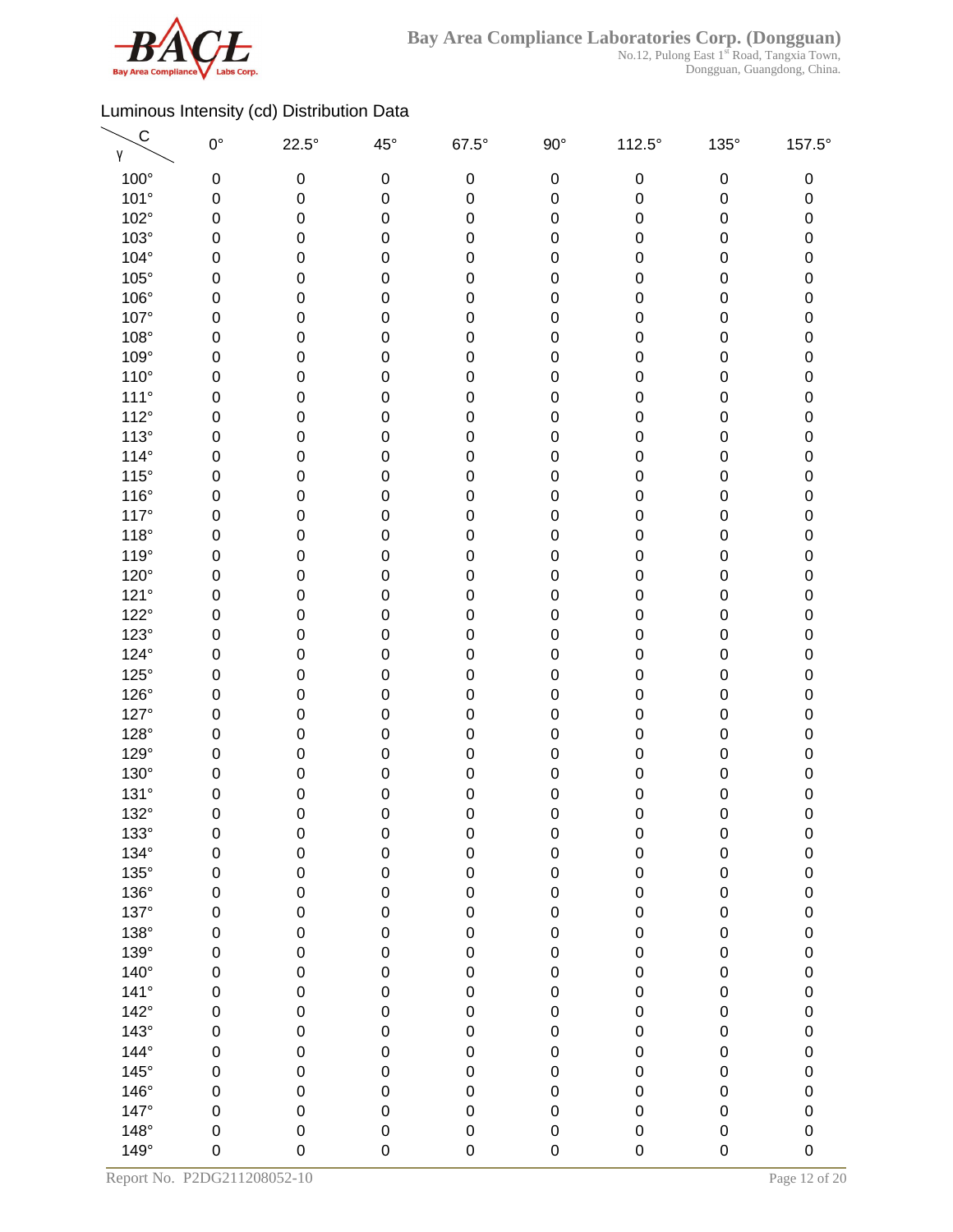Luminous Intensity (cd) Distribution Data

| γ \ C | 0° | 22.5° | 45° | 67.5° | 90° | 112.5° | 135° | 157.5° |
|---|---|---|---|---|---|---|---|---|
| 100° | 0 | 0 | 0 | 0 | 0 | 0 | 0 | 0 |
| 101° | 0 | 0 | 0 | 0 | 0 | 0 | 0 | 0 |
| 102° | 0 | 0 | 0 | 0 | 0 | 0 | 0 | 0 |
| 103° | 0 | 0 | 0 | 0 | 0 | 0 | 0 | 0 |
| 104° | 0 | 0 | 0 | 0 | 0 | 0 | 0 | 0 |
| 105° | 0 | 0 | 0 | 0 | 0 | 0 | 0 | 0 |
| 106° | 0 | 0 | 0 | 0 | 0 | 0 | 0 | 0 |
| 107° | 0 | 0 | 0 | 0 | 0 | 0 | 0 | 0 |
| 108° | 0 | 0 | 0 | 0 | 0 | 0 | 0 | 0 |
| 109° | 0 | 0 | 0 | 0 | 0 | 0 | 0 | 0 |
| 110° | 0 | 0 | 0 | 0 | 0 | 0 | 0 | 0 |
| 111° | 0 | 0 | 0 | 0 | 0 | 0 | 0 | 0 |
| 112° | 0 | 0 | 0 | 0 | 0 | 0 | 0 | 0 |
| 113° | 0 | 0 | 0 | 0 | 0 | 0 | 0 | 0 |
| 114° | 0 | 0 | 0 | 0 | 0 | 0 | 0 | 0 |
| 115° | 0 | 0 | 0 | 0 | 0 | 0 | 0 | 0 |
| 116° | 0 | 0 | 0 | 0 | 0 | 0 | 0 | 0 |
| 117° | 0 | 0 | 0 | 0 | 0 | 0 | 0 | 0 |
| 118° | 0 | 0 | 0 | 0 | 0 | 0 | 0 | 0 |
| 119° | 0 | 0 | 0 | 0 | 0 | 0 | 0 | 0 |
| 120° | 0 | 0 | 0 | 0 | 0 | 0 | 0 | 0 |
| 121° | 0 | 0 | 0 | 0 | 0 | 0 | 0 | 0 |
| 122° | 0 | 0 | 0 | 0 | 0 | 0 | 0 | 0 |
| 123° | 0 | 0 | 0 | 0 | 0 | 0 | 0 | 0 |
| 124° | 0 | 0 | 0 | 0 | 0 | 0 | 0 | 0 |
| 125° | 0 | 0 | 0 | 0 | 0 | 0 | 0 | 0 |
| 126° | 0 | 0 | 0 | 0 | 0 | 0 | 0 | 0 |
| 127° | 0 | 0 | 0 | 0 | 0 | 0 | 0 | 0 |
| 128° | 0 | 0 | 0 | 0 | 0 | 0 | 0 | 0 |
| 129° | 0 | 0 | 0 | 0 | 0 | 0 | 0 | 0 |
| 130° | 0 | 0 | 0 | 0 | 0 | 0 | 0 | 0 |
| 131° | 0 | 0 | 0 | 0 | 0 | 0 | 0 | 0 |
| 132° | 0 | 0 | 0 | 0 | 0 | 0 | 0 | 0 |
| 133° | 0 | 0 | 0 | 0 | 0 | 0 | 0 | 0 |
| 134° | 0 | 0 | 0 | 0 | 0 | 0 | 0 | 0 |
| 135° | 0 | 0 | 0 | 0 | 0 | 0 | 0 | 0 |
| 136° | 0 | 0 | 0 | 0 | 0 | 0 | 0 | 0 |
| 137° | 0 | 0 | 0 | 0 | 0 | 0 | 0 | 0 |
| 138° | 0 | 0 | 0 | 0 | 0 | 0 | 0 | 0 |
| 139° | 0 | 0 | 0 | 0 | 0 | 0 | 0 | 0 |
| 140° | 0 | 0 | 0 | 0 | 0 | 0 | 0 | 0 |
| 141° | 0 | 0 | 0 | 0 | 0 | 0 | 0 | 0 |
| 142° | 0 | 0 | 0 | 0 | 0 | 0 | 0 | 0 |
| 143° | 0 | 0 | 0 | 0 | 0 | 0 | 0 | 0 |
| 144° | 0 | 0 | 0 | 0 | 0 | 0 | 0 | 0 |
| 145° | 0 | 0 | 0 | 0 | 0 | 0 | 0 | 0 |
| 146° | 0 | 0 | 0 | 0 | 0 | 0 | 0 | 0 |
| 147° | 0 | 0 | 0 | 0 | 0 | 0 | 0 | 0 |
| 148° | 0 | 0 | 0 | 0 | 0 | 0 | 0 | 0 |
| 149° | 0 | 0 | 0 | 0 | 0 | 0 | 0 | 0 |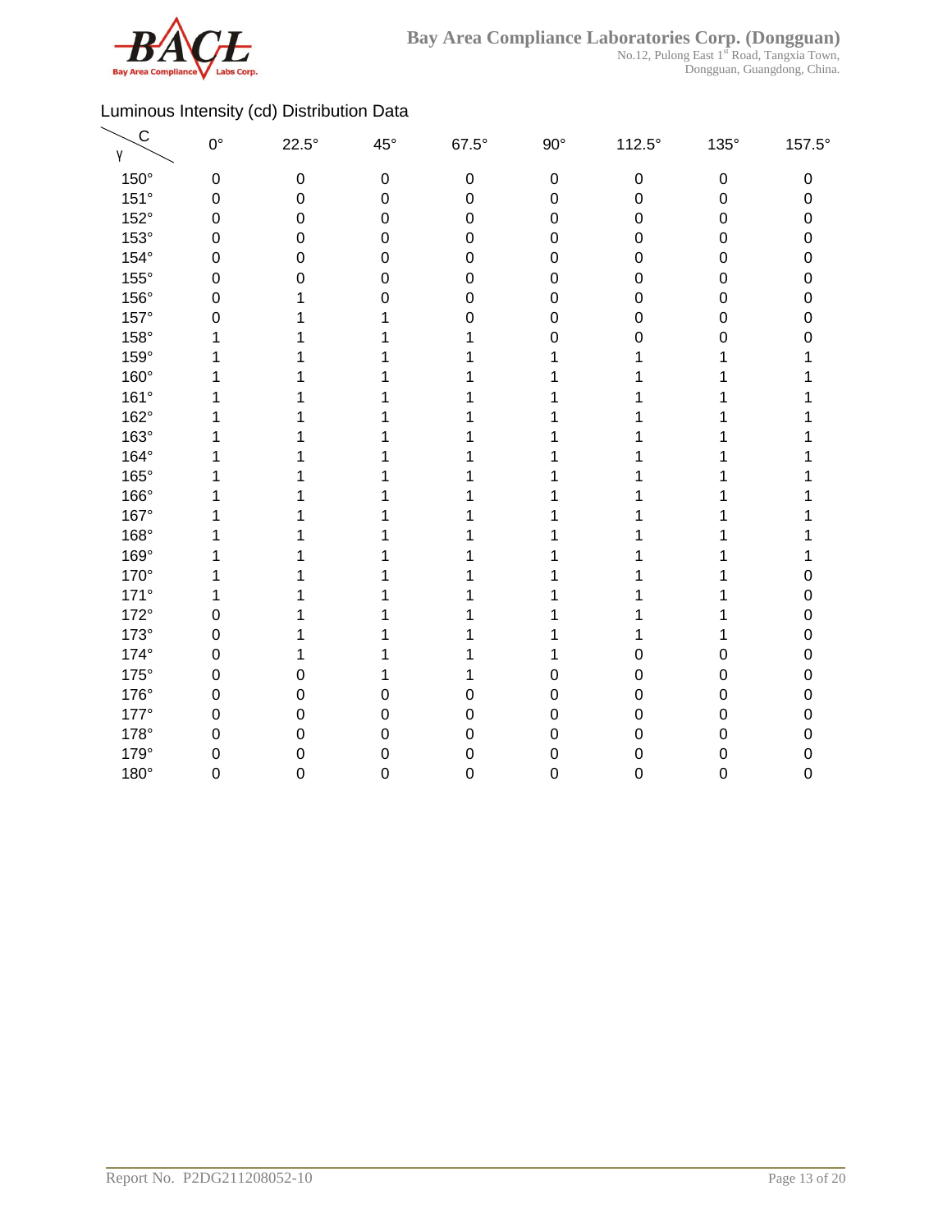Luminous Intensity (cd) Distribution Data

| γ \ C | 0° | 22.5° | 45° | 67.5° | 90° | 112.5° | 135° | 157.5° |
|---|---|---|---|---|---|---|---|---|
| 150° | 0 | 0 | 0 | 0 | 0 | 0 | 0 | 0 |
| 151° | 0 | 0 | 0 | 0 | 0 | 0 | 0 | 0 |
| 152° | 0 | 0 | 0 | 0 | 0 | 0 | 0 | 0 |
| 153° | 0 | 0 | 0 | 0 | 0 | 0 | 0 | 0 |
| 154° | 0 | 0 | 0 | 0 | 0 | 0 | 0 | 0 |
| 155° | 0 | 0 | 0 | 0 | 0 | 0 | 0 | 0 |
| 156° | 0 | 1 | 0 | 0 | 0 | 0 | 0 | 0 |
| 157° | 0 | 1 | 1 | 0 | 0 | 0 | 0 | 0 |
| 158° | 1 | 1 | 1 | 1 | 0 | 0 | 0 | 0 |
| 159° | 1 | 1 | 1 | 1 | 1 | 1 | 1 | 1 |
| 160° | 1 | 1 | 1 | 1 | 1 | 1 | 1 | 1 |
| 161° | 1 | 1 | 1 | 1 | 1 | 1 | 1 | 1 |
| 162° | 1 | 1 | 1 | 1 | 1 | 1 | 1 | 1 |
| 163° | 1 | 1 | 1 | 1 | 1 | 1 | 1 | 1 |
| 164° | 1 | 1 | 1 | 1 | 1 | 1 | 1 | 1 |
| 165° | 1 | 1 | 1 | 1 | 1 | 1 | 1 | 1 |
| 166° | 1 | 1 | 1 | 1 | 1 | 1 | 1 | 1 |
| 167° | 1 | 1 | 1 | 1 | 1 | 1 | 1 | 1 |
| 168° | 1 | 1 | 1 | 1 | 1 | 1 | 1 | 1 |
| 169° | 1 | 1 | 1 | 1 | 1 | 1 | 1 | 1 |
| 170° | 1 | 1 | 1 | 1 | 1 | 1 | 1 | 0 |
| 171° | 1 | 1 | 1 | 1 | 1 | 1 | 1 | 0 |
| 172° | 0 | 1 | 1 | 1 | 1 | 1 | 1 | 0 |
| 173° | 0 | 1 | 1 | 1 | 1 | 1 | 1 | 0 |
| 174° | 0 | 1 | 1 | 1 | 1 | 0 | 0 | 0 |
| 175° | 0 | 0 | 1 | 1 | 0 | 0 | 0 | 0 |
| 176° | 0 | 0 | 0 | 0 | 0 | 0 | 0 | 0 |
| 177° | 0 | 0 | 0 | 0 | 0 | 0 | 0 | 0 |
| 178° | 0 | 0 | 0 | 0 | 0 | 0 | 0 | 0 |
| 179° | 0 | 0 | 0 | 0 | 0 | 0 | 0 | 0 |
| 180° | 0 | 0 | 0 | 0 | 0 | 0 | 0 | 0 |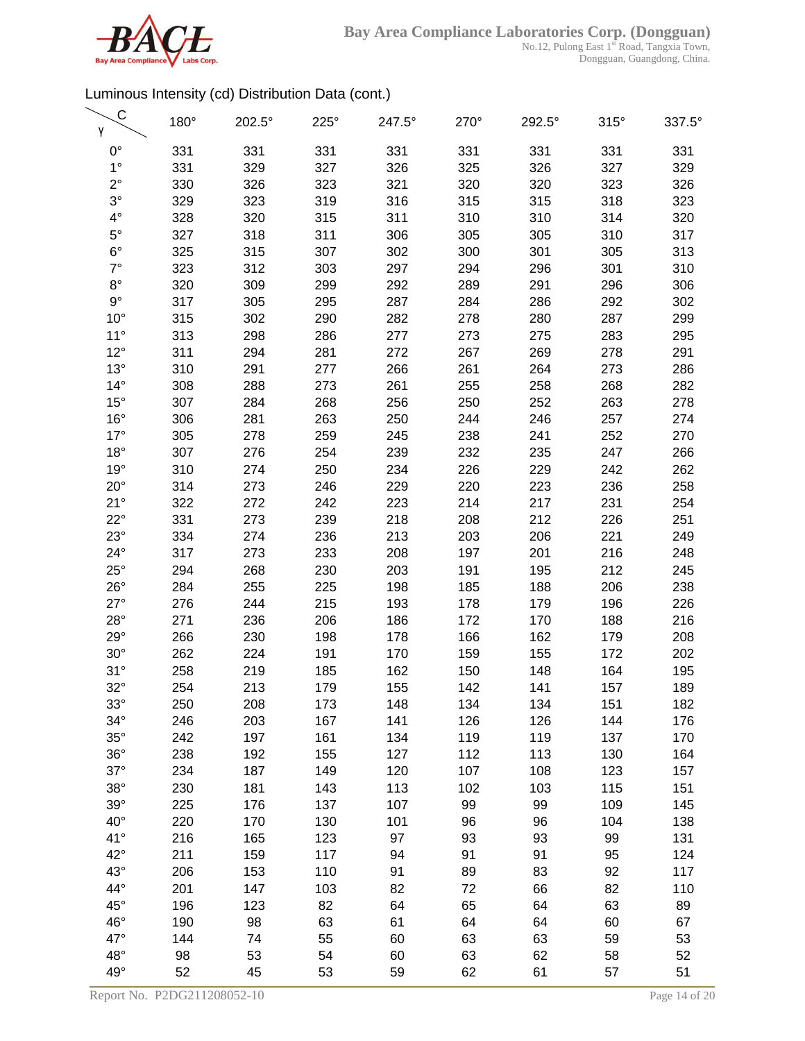Luminous Intensity (cd) Distribution Data (cont.)

| γ \ C | 180° | 202.5° | 225° | 247.5° | 270° | 292.5° | 315° | 337.5° |
|---|---|---|---|---|---|---|---|---|
| 0° | 331 | 331 | 331 | 331 | 331 | 331 | 331 | 331 |
| 1° | 331 | 329 | 327 | 326 | 325 | 326 | 327 | 329 |
| 2° | 330 | 326 | 323 | 321 | 320 | 320 | 323 | 326 |
| 3° | 329 | 323 | 319 | 316 | 315 | 315 | 318 | 323 |
| 4° | 328 | 320 | 315 | 311 | 310 | 310 | 314 | 320 |
| 5° | 327 | 318 | 311 | 306 | 305 | 305 | 310 | 317 |
| 6° | 325 | 315 | 307 | 302 | 300 | 301 | 305 | 313 |
| 7° | 323 | 312 | 303 | 297 | 294 | 296 | 301 | 310 |
| 8° | 320 | 309 | 299 | 292 | 289 | 291 | 296 | 306 |
| 9° | 317 | 305 | 295 | 287 | 284 | 286 | 292 | 302 |
| 10° | 315 | 302 | 290 | 282 | 278 | 280 | 287 | 299 |
| 11° | 313 | 298 | 286 | 277 | 273 | 275 | 283 | 295 |
| 12° | 311 | 294 | 281 | 272 | 267 | 269 | 278 | 291 |
| 13° | 310 | 291 | 277 | 266 | 261 | 264 | 273 | 286 |
| 14° | 308 | 288 | 273 | 261 | 255 | 258 | 268 | 282 |
| 15° | 307 | 284 | 268 | 256 | 250 | 252 | 263 | 278 |
| 16° | 306 | 281 | 263 | 250 | 244 | 246 | 257 | 274 |
| 17° | 305 | 278 | 259 | 245 | 238 | 241 | 252 | 270 |
| 18° | 307 | 276 | 254 | 239 | 232 | 235 | 247 | 266 |
| 19° | 310 | 274 | 250 | 234 | 226 | 229 | 242 | 262 |
| 20° | 314 | 273 | 246 | 229 | 220 | 223 | 236 | 258 |
| 21° | 322 | 272 | 242 | 223 | 214 | 217 | 231 | 254 |
| 22° | 331 | 273 | 239 | 218 | 208 | 212 | 226 | 251 |
| 23° | 334 | 274 | 236 | 213 | 203 | 206 | 221 | 249 |
| 24° | 317 | 273 | 233 | 208 | 197 | 201 | 216 | 248 |
| 25° | 294 | 268 | 230 | 203 | 191 | 195 | 212 | 245 |
| 26° | 284 | 255 | 225 | 198 | 185 | 188 | 206 | 238 |
| 27° | 276 | 244 | 215 | 193 | 178 | 179 | 196 | 226 |
| 28° | 271 | 236 | 206 | 186 | 172 | 170 | 188 | 216 |
| 29° | 266 | 230 | 198 | 178 | 166 | 162 | 179 | 208 |
| 30° | 262 | 224 | 191 | 170 | 159 | 155 | 172 | 202 |
| 31° | 258 | 219 | 185 | 162 | 150 | 148 | 164 | 195 |
| 32° | 254 | 213 | 179 | 155 | 142 | 141 | 157 | 189 |
| 33° | 250 | 208 | 173 | 148 | 134 | 134 | 151 | 182 |
| 34° | 246 | 203 | 167 | 141 | 126 | 126 | 144 | 176 |
| 35° | 242 | 197 | 161 | 134 | 119 | 119 | 137 | 170 |
| 36° | 238 | 192 | 155 | 127 | 112 | 113 | 130 | 164 |
| 37° | 234 | 187 | 149 | 120 | 107 | 108 | 123 | 157 |
| 38° | 230 | 181 | 143 | 113 | 102 | 103 | 115 | 151 |
| 39° | 225 | 176 | 137 | 107 | 99 | 99 | 109 | 145 |
| 40° | 220 | 170 | 130 | 101 | 96 | 96 | 104 | 138 |
| 41° | 216 | 165 | 123 | 97 | 93 | 93 | 99 | 131 |
| 42° | 211 | 159 | 117 | 94 | 91 | 91 | 95 | 124 |
| 43° | 206 | 153 | 110 | 91 | 89 | 83 | 92 | 117 |
| 44° | 201 | 147 | 103 | 82 | 72 | 66 | 82 | 110 |
| 45° | 196 | 123 | 82 | 64 | 65 | 64 | 63 | 89 |
| 46° | 190 | 98 | 63 | 61 | 64 | 64 | 60 | 67 |
| 47° | 144 | 74 | 55 | 60 | 63 | 63 | 59 | 53 |
| 48° | 98 | 53 | 54 | 60 | 63 | 62 | 58 | 52 |
| 49° | 52 | 45 | 53 | 59 | 62 | 61 | 57 | 51 |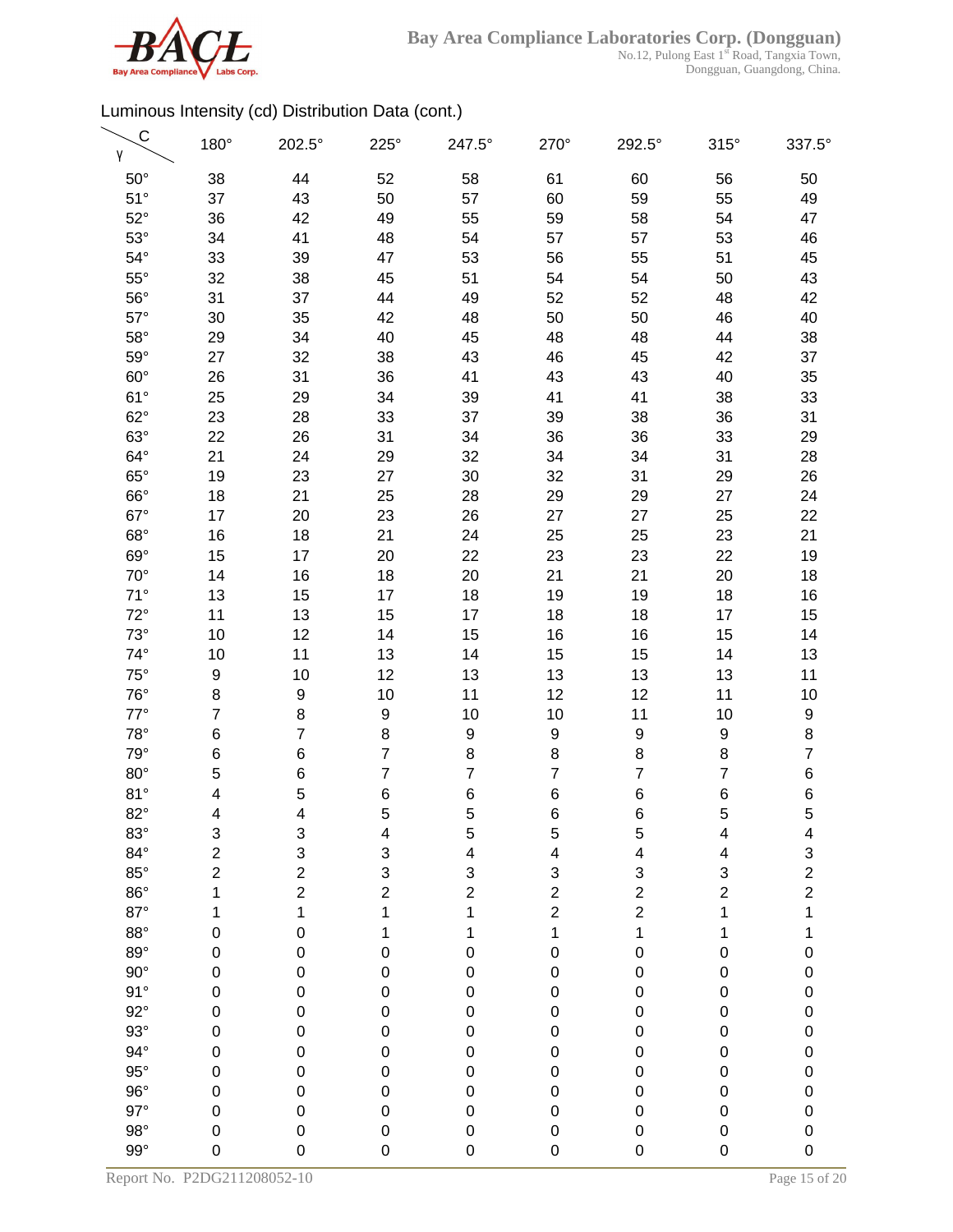Luminous Intensity (cd) Distribution Data (cont.)

| γ \ C | 180° | 202.5° | 225° | 247.5° | 270° | 292.5° | 315° | 337.5° |
|---|---|---|---|---|---|---|---|---|
| 50° | 38 | 44 | 52 | 58 | 61 | 60 | 56 | 50 |
| 51° | 37 | 43 | 50 | 57 | 60 | 59 | 55 | 49 |
| 52° | 36 | 42 | 49 | 55 | 59 | 58 | 54 | 47 |
| 53° | 34 | 41 | 48 | 54 | 57 | 57 | 53 | 46 |
| 54° | 33 | 39 | 47 | 53 | 56 | 55 | 51 | 45 |
| 55° | 32 | 38 | 45 | 51 | 54 | 54 | 50 | 43 |
| 56° | 31 | 37 | 44 | 49 | 52 | 52 | 48 | 42 |
| 57° | 30 | 35 | 42 | 48 | 50 | 50 | 46 | 40 |
| 58° | 29 | 34 | 40 | 45 | 48 | 48 | 44 | 38 |
| 59° | 27 | 32 | 38 | 43 | 46 | 45 | 42 | 37 |
| 60° | 26 | 31 | 36 | 41 | 43 | 43 | 40 | 35 |
| 61° | 25 | 29 | 34 | 39 | 41 | 41 | 38 | 33 |
| 62° | 23 | 28 | 33 | 37 | 39 | 38 | 36 | 31 |
| 63° | 22 | 26 | 31 | 34 | 36 | 36 | 33 | 29 |
| 64° | 21 | 24 | 29 | 32 | 34 | 34 | 31 | 28 |
| 65° | 19 | 23 | 27 | 30 | 32 | 31 | 29 | 26 |
| 66° | 18 | 21 | 25 | 28 | 29 | 29 | 27 | 24 |
| 67° | 17 | 20 | 23 | 26 | 27 | 27 | 25 | 22 |
| 68° | 16 | 18 | 21 | 24 | 25 | 25 | 23 | 21 |
| 69° | 15 | 17 | 20 | 22 | 23 | 23 | 22 | 19 |
| 70° | 14 | 16 | 18 | 20 | 21 | 21 | 20 | 18 |
| 71° | 13 | 15 | 17 | 18 | 19 | 19 | 18 | 16 |
| 72° | 11 | 13 | 15 | 17 | 18 | 18 | 17 | 15 |
| 73° | 10 | 12 | 14 | 15 | 16 | 16 | 15 | 14 |
| 74° | 10 | 11 | 13 | 14 | 15 | 15 | 14 | 13 |
| 75° | 9 | 10 | 12 | 13 | 13 | 13 | 13 | 11 |
| 76° | 8 | 9 | 10 | 11 | 12 | 12 | 11 | 10 |
| 77° | 7 | 8 | 9 | 10 | 10 | 11 | 10 | 9 |
| 78° | 6 | 7 | 8 | 9 | 9 | 9 | 9 | 8 |
| 79° | 6 | 6 | 7 | 8 | 8 | 8 | 8 | 7 |
| 80° | 5 | 6 | 7 | 7 | 7 | 7 | 7 | 6 |
| 81° | 4 | 5 | 6 | 6 | 6 | 6 | 6 | 6 |
| 82° | 4 | 4 | 5 | 5 | 6 | 6 | 5 | 5 |
| 83° | 3 | 3 | 4 | 5 | 5 | 5 | 4 | 4 |
| 84° | 2 | 3 | 3 | 4 | 4 | 4 | 4 | 3 |
| 85° | 2 | 2 | 3 | 3 | 3 | 3 | 3 | 2 |
| 86° | 1 | 2 | 2 | 2 | 2 | 2 | 2 | 2 |
| 87° | 1 | 1 | 1 | 1 | 2 | 2 | 1 | 1 |
| 88° | 0 | 0 | 1 | 1 | 1 | 1 | 1 | 1 |
| 89° | 0 | 0 | 0 | 0 | 0 | 0 | 0 | 0 |
| 90° | 0 | 0 | 0 | 0 | 0 | 0 | 0 | 0 |
| 91° | 0 | 0 | 0 | 0 | 0 | 0 | 0 | 0 |
| 92° | 0 | 0 | 0 | 0 | 0 | 0 | 0 | 0 |
| 93° | 0 | 0 | 0 | 0 | 0 | 0 | 0 | 0 |
| 94° | 0 | 0 | 0 | 0 | 0 | 0 | 0 | 0 |
| 95° | 0 | 0 | 0 | 0 | 0 | 0 | 0 | 0 |
| 96° | 0 | 0 | 0 | 0 | 0 | 0 | 0 | 0 |
| 97° | 0 | 0 | 0 | 0 | 0 | 0 | 0 | 0 |
| 98° | 0 | 0 | 0 | 0 | 0 | 0 | 0 | 0 |
| 99° | 0 | 0 | 0 | 0 | 0 | 0 | 0 | 0 |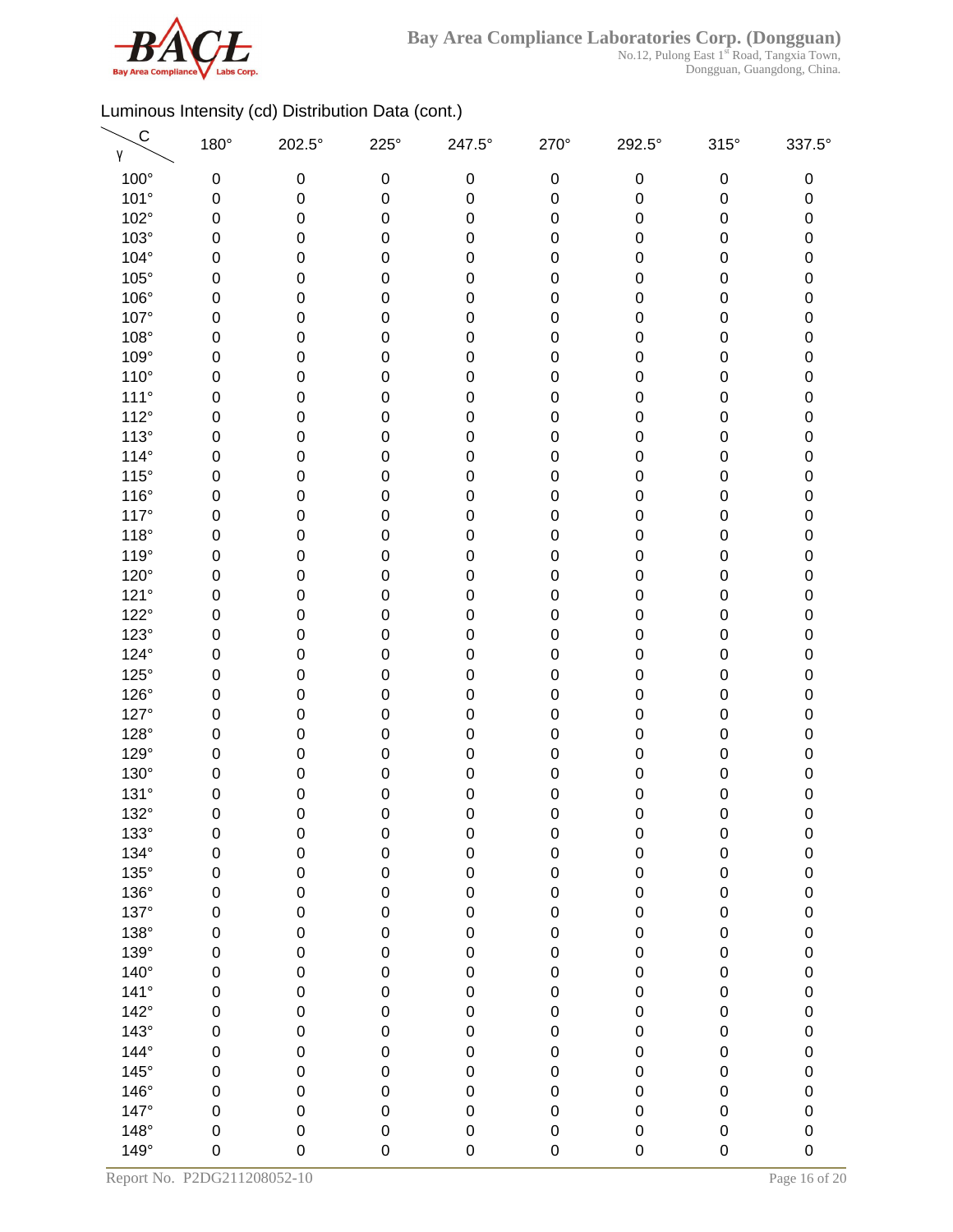Luminous Intensity (cd) Distribution Data (cont.)

| γ \ C | 180° | 202.5° | 225° | 247.5° | 270° | 292.5° | 315° | 337.5° |
|---|---|---|---|---|---|---|---|---|
| 100° | 0 | 0 | 0 | 0 | 0 | 0 | 0 | 0 |
| 101° | 0 | 0 | 0 | 0 | 0 | 0 | 0 | 0 |
| 102° | 0 | 0 | 0 | 0 | 0 | 0 | 0 | 0 |
| 103° | 0 | 0 | 0 | 0 | 0 | 0 | 0 | 0 |
| 104° | 0 | 0 | 0 | 0 | 0 | 0 | 0 | 0 |
| 105° | 0 | 0 | 0 | 0 | 0 | 0 | 0 | 0 |
| 106° | 0 | 0 | 0 | 0 | 0 | 0 | 0 | 0 |
| 107° | 0 | 0 | 0 | 0 | 0 | 0 | 0 | 0 |
| 108° | 0 | 0 | 0 | 0 | 0 | 0 | 0 | 0 |
| 109° | 0 | 0 | 0 | 0 | 0 | 0 | 0 | 0 |
| 110° | 0 | 0 | 0 | 0 | 0 | 0 | 0 | 0 |
| 111° | 0 | 0 | 0 | 0 | 0 | 0 | 0 | 0 |
| 112° | 0 | 0 | 0 | 0 | 0 | 0 | 0 | 0 |
| 113° | 0 | 0 | 0 | 0 | 0 | 0 | 0 | 0 |
| 114° | 0 | 0 | 0 | 0 | 0 | 0 | 0 | 0 |
| 115° | 0 | 0 | 0 | 0 | 0 | 0 | 0 | 0 |
| 116° | 0 | 0 | 0 | 0 | 0 | 0 | 0 | 0 |
| 117° | 0 | 0 | 0 | 0 | 0 | 0 | 0 | 0 |
| 118° | 0 | 0 | 0 | 0 | 0 | 0 | 0 | 0 |
| 119° | 0 | 0 | 0 | 0 | 0 | 0 | 0 | 0 |
| 120° | 0 | 0 | 0 | 0 | 0 | 0 | 0 | 0 |
| 121° | 0 | 0 | 0 | 0 | 0 | 0 | 0 | 0 |
| 122° | 0 | 0 | 0 | 0 | 0 | 0 | 0 | 0 |
| 123° | 0 | 0 | 0 | 0 | 0 | 0 | 0 | 0 |
| 124° | 0 | 0 | 0 | 0 | 0 | 0 | 0 | 0 |
| 125° | 0 | 0 | 0 | 0 | 0 | 0 | 0 | 0 |
| 126° | 0 | 0 | 0 | 0 | 0 | 0 | 0 | 0 |
| 127° | 0 | 0 | 0 | 0 | 0 | 0 | 0 | 0 |
| 128° | 0 | 0 | 0 | 0 | 0 | 0 | 0 | 0 |
| 129° | 0 | 0 | 0 | 0 | 0 | 0 | 0 | 0 |
| 130° | 0 | 0 | 0 | 0 | 0 | 0 | 0 | 0 |
| 131° | 0 | 0 | 0 | 0 | 0 | 0 | 0 | 0 |
| 132° | 0 | 0 | 0 | 0 | 0 | 0 | 0 | 0 |
| 133° | 0 | 0 | 0 | 0 | 0 | 0 | 0 | 0 |
| 134° | 0 | 0 | 0 | 0 | 0 | 0 | 0 | 0 |
| 135° | 0 | 0 | 0 | 0 | 0 | 0 | 0 | 0 |
| 136° | 0 | 0 | 0 | 0 | 0 | 0 | 0 | 0 |
| 137° | 0 | 0 | 0 | 0 | 0 | 0 | 0 | 0 |
| 138° | 0 | 0 | 0 | 0 | 0 | 0 | 0 | 0 |
| 139° | 0 | 0 | 0 | 0 | 0 | 0 | 0 | 0 |
| 140° | 0 | 0 | 0 | 0 | 0 | 0 | 0 | 0 |
| 141° | 0 | 0 | 0 | 0 | 0 | 0 | 0 | 0 |
| 142° | 0 | 0 | 0 | 0 | 0 | 0 | 0 | 0 |
| 143° | 0 | 0 | 0 | 0 | 0 | 0 | 0 | 0 |
| 144° | 0 | 0 | 0 | 0 | 0 | 0 | 0 | 0 |
| 145° | 0 | 0 | 0 | 0 | 0 | 0 | 0 | 0 |
| 146° | 0 | 0 | 0 | 0 | 0 | 0 | 0 | 0 |
| 147° | 0 | 0 | 0 | 0 | 0 | 0 | 0 | 0 |
| 148° | 0 | 0 | 0 | 0 | 0 | 0 | 0 | 0 |
| 149° | 0 | 0 | 0 | 0 | 0 | 0 | 0 | 0 |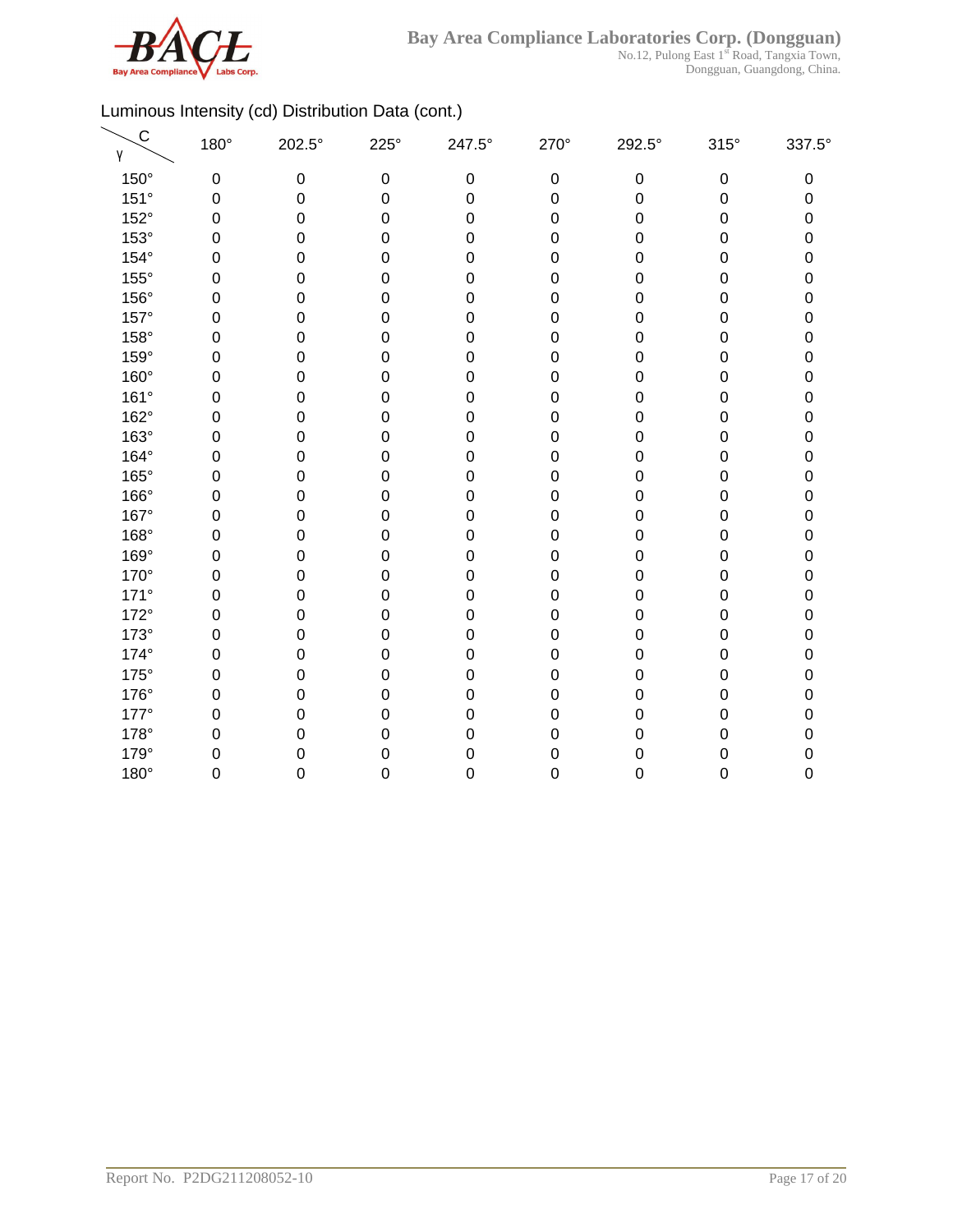Luminous Intensity (cd) Distribution Data (cont.)

| γ \ C | 180° | 202.5° | 225° | 247.5° | 270° | 292.5° | 315° | 337.5° |
|---|---|---|---|---|---|---|---|---|
| 150° | 0 | 0 | 0 | 0 | 0 | 0 | 0 | 0 |
| 151° | 0 | 0 | 0 | 0 | 0 | 0 | 0 | 0 |
| 152° | 0 | 0 | 0 | 0 | 0 | 0 | 0 | 0 |
| 153° | 0 | 0 | 0 | 0 | 0 | 0 | 0 | 0 |
| 154° | 0 | 0 | 0 | 0 | 0 | 0 | 0 | 0 |
| 155° | 0 | 0 | 0 | 0 | 0 | 0 | 0 | 0 |
| 156° | 0 | 0 | 0 | 0 | 0 | 0 | 0 | 0 |
| 157° | 0 | 0 | 0 | 0 | 0 | 0 | 0 | 0 |
| 158° | 0 | 0 | 0 | 0 | 0 | 0 | 0 | 0 |
| 159° | 0 | 0 | 0 | 0 | 0 | 0 | 0 | 0 |
| 160° | 0 | 0 | 0 | 0 | 0 | 0 | 0 | 0 |
| 161° | 0 | 0 | 0 | 0 | 0 | 0 | 0 | 0 |
| 162° | 0 | 0 | 0 | 0 | 0 | 0 | 0 | 0 |
| 163° | 0 | 0 | 0 | 0 | 0 | 0 | 0 | 0 |
| 164° | 0 | 0 | 0 | 0 | 0 | 0 | 0 | 0 |
| 165° | 0 | 0 | 0 | 0 | 0 | 0 | 0 | 0 |
| 166° | 0 | 0 | 0 | 0 | 0 | 0 | 0 | 0 |
| 167° | 0 | 0 | 0 | 0 | 0 | 0 | 0 | 0 |
| 168° | 0 | 0 | 0 | 0 | 0 | 0 | 0 | 0 |
| 169° | 0 | 0 | 0 | 0 | 0 | 0 | 0 | 0 |
| 170° | 0 | 0 | 0 | 0 | 0 | 0 | 0 | 0 |
| 171° | 0 | 0 | 0 | 0 | 0 | 0 | 0 | 0 |
| 172° | 0 | 0 | 0 | 0 | 0 | 0 | 0 | 0 |
| 173° | 0 | 0 | 0 | 0 | 0 | 0 | 0 | 0 |
| 174° | 0 | 0 | 0 | 0 | 0 | 0 | 0 | 0 |
| 175° | 0 | 0 | 0 | 0 | 0 | 0 | 0 | 0 |
| 176° | 0 | 0 | 0 | 0 | 0 | 0 | 0 | 0 |
| 177° | 0 | 0 | 0 | 0 | 0 | 0 | 0 | 0 |
| 178° | 0 | 0 | 0 | 0 | 0 | 0 | 0 | 0 |
| 179° | 0 | 0 | 0 | 0 | 0 | 0 | 0 | 0 |
| 180° | 0 | 0 | 0 | 0 | 0 | 0 | 0 | 0 |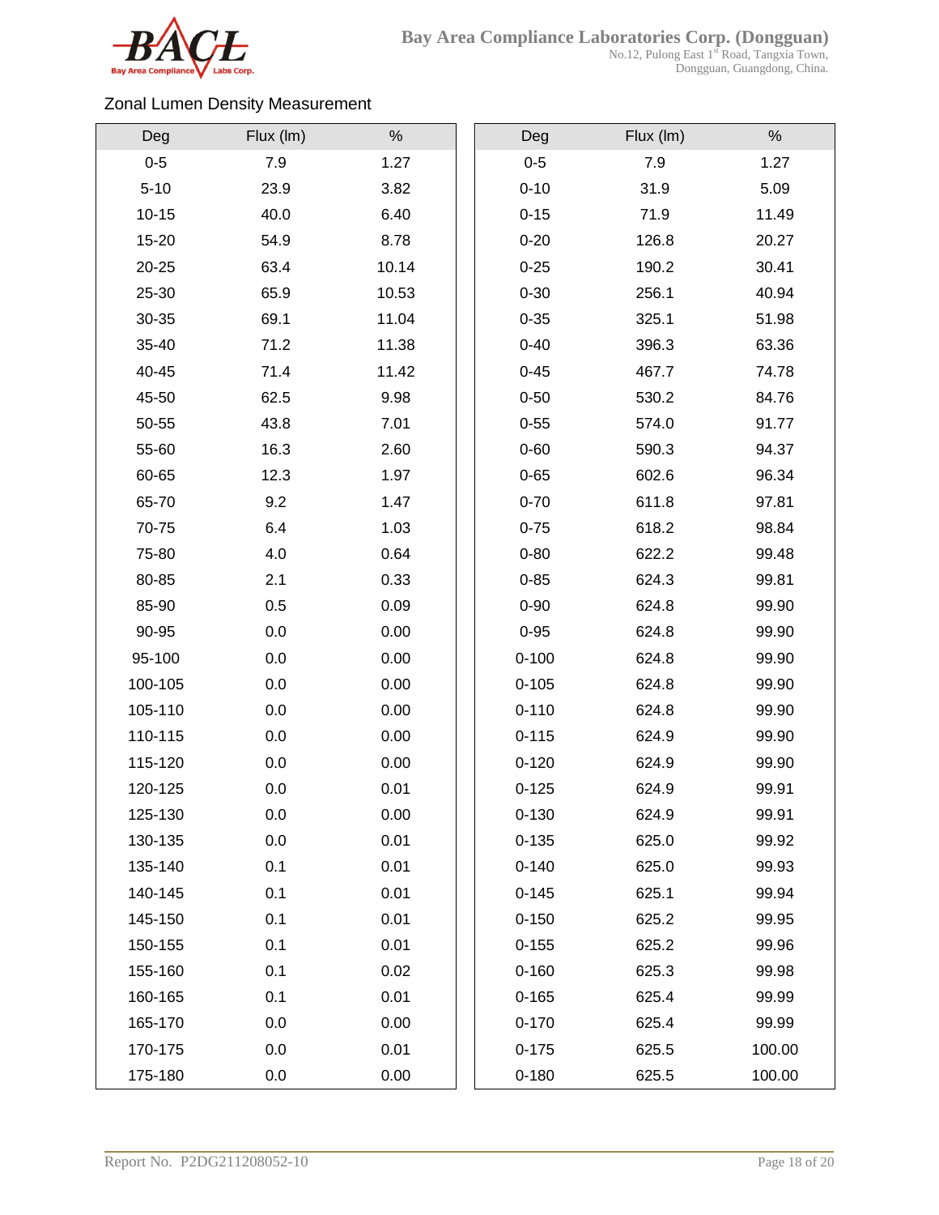## Zonal Lumen Density Measurement

| Deg | Flux (lm) | % |
|---|---|---|
| 0-5 | 7.9 | 1.27 |
| 5-10 | 23.9 | 3.82 |
| 10-15 | 40.0 | 6.40 |
| 15-20 | 54.9 | 8.78 |
| 20-25 | 63.4 | 10.14 |
| 25-30 | 65.9 | 10.53 |
| 30-35 | 69.1 | 11.04 |
| 35-40 | 71.2 | 11.38 |
| 40-45 | 71.4 | 11.42 |
| 45-50 | 62.5 | 9.98 |
| 50-55 | 43.8 | 7.01 |
| 55-60 | 16.3 | 2.60 |
| 60-65 | 12.3 | 1.97 |
| 65-70 | 9.2 | 1.47 |
| 70-75 | 6.4 | 1.03 |
| 75-80 | 4.0 | 0.64 |
| 80-85 | 2.1 | 0.33 |
| 85-90 | 0.5 | 0.09 |
| 90-95 | 0.0 | 0.00 |
| 95-100 | 0.0 | 0.00 |
| 100-105 | 0.0 | 0.00 |
| 105-110 | 0.0 | 0.00 |
| 110-115 | 0.0 | 0.00 |
| 115-120 | 0.0 | 0.00 |
| 120-125 | 0.0 | 0.01 |
| 125-130 | 0.0 | 0.00 |
| 130-135 | 0.0 | 0.01 |
| 135-140 | 0.1 | 0.01 |
| 140-145 | 0.1 | 0.01 |
| 145-150 | 0.1 | 0.01 |
| 150-155 | 0.1 | 0.01 |
| 155-160 | 0.1 | 0.02 |
| 160-165 | 0.1 | 0.01 |
| 165-170 | 0.0 | 0.00 |
| 170-175 | 0.0 | 0.01 |
| 175-180 | 0.0 | 0.00 |

| Deg | Flux (lm) | % |
|---|---|---|
| 0-5 | 7.9 | 1.27 |
| 0-10 | 31.9 | 5.09 |
| 0-15 | 71.9 | 11.49 |
| 0-20 | 126.8 | 20.27 |
| 0-25 | 190.2 | 30.41 |
| 0-30 | 256.1 | 40.94 |
| 0-35 | 325.1 | 51.98 |
| 0-40 | 396.3 | 63.36 |
| 0-45 | 467.7 | 74.78 |
| 0-50 | 530.2 | 84.76 |
| 0-55 | 574.0 | 91.77 |
| 0-60 | 590.3 | 94.37 |
| 0-65 | 602.6 | 96.34 |
| 0-70 | 611.8 | 97.81 |
| 0-75 | 618.2 | 98.84 |
| 0-80 | 622.2 | 99.48 |
| 0-85 | 624.3 | 99.81 |
| 0-90 | 624.8 | 99.90 |
| 0-95 | 624.8 | 99.90 |
| 0-100 | 624.8 | 99.90 |
| 0-105 | 624.8 | 99.90 |
| 0-110 | 624.8 | 99.90 |
| 0-115 | 624.9 | 99.90 |
| 0-120 | 624.9 | 99.90 |
| 0-125 | 624.9 | 99.91 |
| 0-130 | 624.9 | 99.91 |
| 0-135 | 625.0 | 99.92 |
| 0-140 | 625.0 | 99.93 |
| 0-145 | 625.1 | 99.94 |
| 0-150 | 625.2 | 99.95 |
| 0-155 | 625.2 | 99.96 |
| 0-160 | 625.3 | 99.98 |
| 0-165 | 625.4 | 99.99 |
| 0-170 | 625.4 | 99.99 |
| 0-175 | 625.5 | 100.00 |
| 0-180 | 625.5 | 100.00 |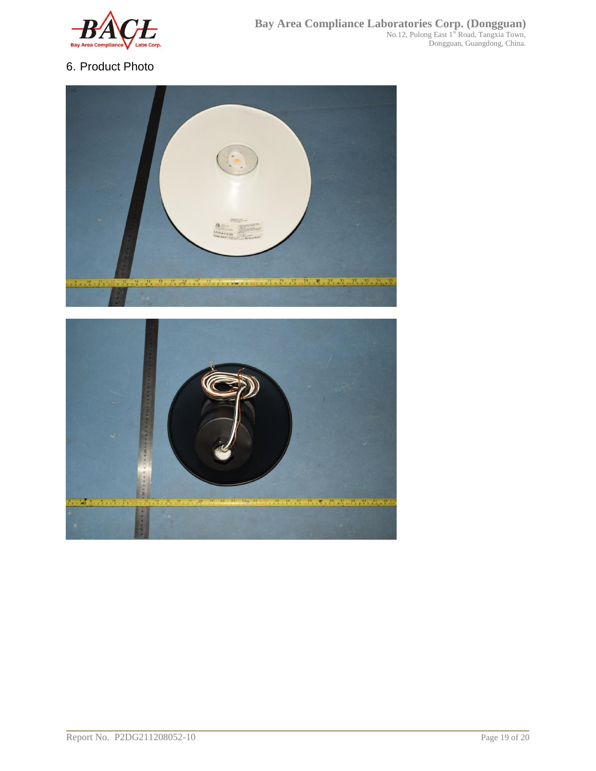## 6. Product Photo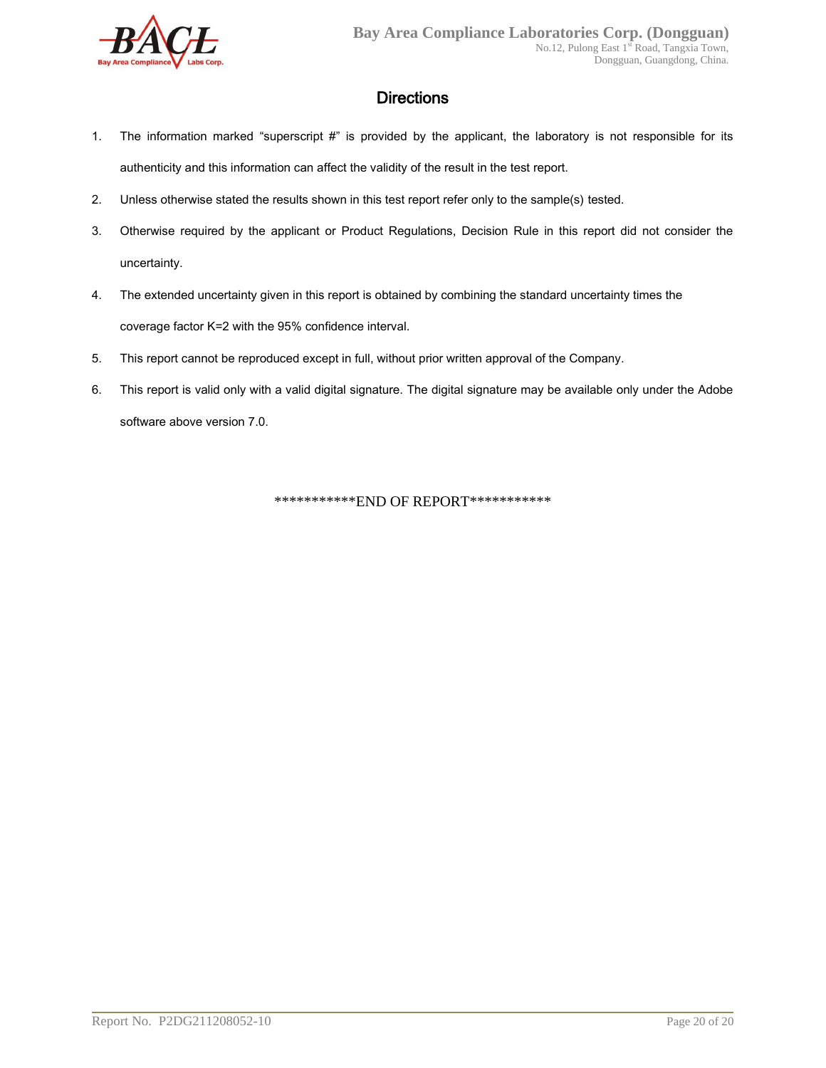# Directions

1. The information marked "superscript #" is provided by the applicant, the laboratory is not responsible for its authenticity and this information can affect the validity of the result in the test report.
2. Unless otherwise stated the results shown in this test report refer only to the sample(s) tested.
3. Otherwise required by the applicant or Product Regulations, Decision Rule in this report did not consider the uncertainty.
4. The extended uncertainty given in this report is obtained by combining the standard uncertainty times the coverage factor K=2 with the 95% confidence interval.
5. This report cannot be reproduced except in full, without prior written approval of the Company.
6. This report is valid only with a valid digital signature. The digital signature may be available only under the Adobe software above version 7.0.

***********END OF REPORT***********